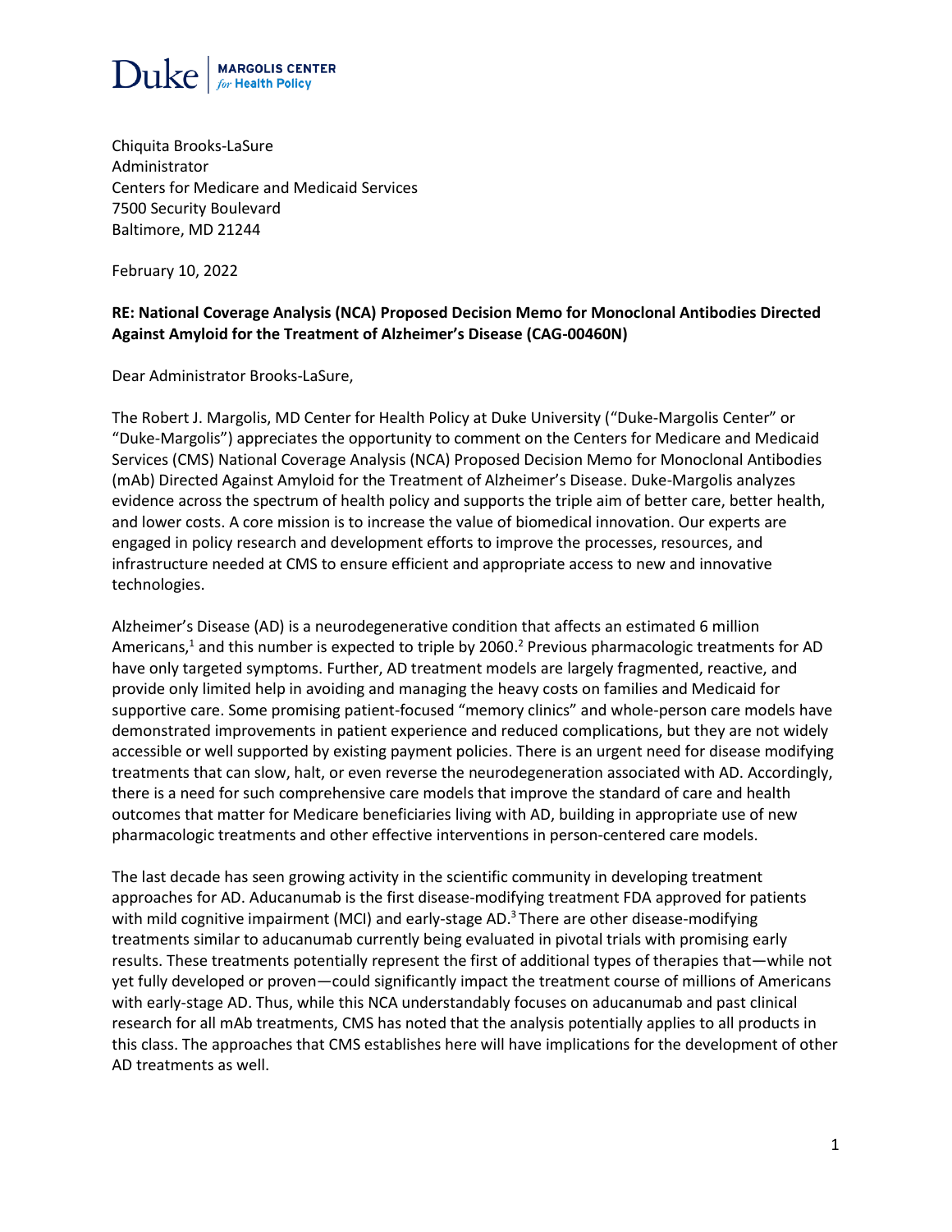Duke | MARGOLIS CENTER *for* Health Policy

Chiquita Brooks-LaSure
Administrator
Centers for Medicare and Medicaid Services
7500 Security Boulevard
Baltimore, MD 21244

February 10, 2022

**RE: National Coverage Analysis (NCA) Proposed Decision Memo for Monoclonal Antibodies Directed Against Amyloid for the Treatment of Alzheimer's Disease (CAG-00460N)**

Dear Administrator Brooks-LaSure,

The Robert J. Margolis, MD Center for Health Policy at Duke University ("Duke-Margolis Center" or "Duke-Margolis") appreciates the opportunity to comment on the Centers for Medicare and Medicaid Services (CMS) National Coverage Analysis (NCA) Proposed Decision Memo for Monoclonal Antibodies (mAb) Directed Against Amyloid for the Treatment of Alzheimer's Disease. Duke-Margolis analyzes evidence across the spectrum of health policy and supports the triple aim of better care, better health, and lower costs. A core mission is to increase the value of biomedical innovation. Our experts are engaged in policy research and development efforts to improve the processes, resources, and infrastructure needed at CMS to ensure efficient and appropriate access to new and innovative technologies.

Alzheimer's Disease (AD) is a neurodegenerative condition that affects an estimated 6 million Americans,[1] and this number is expected to triple by 2060.[2] Previous pharmacologic treatments for AD have only targeted symptoms. Further, AD treatment models are largely fragmented, reactive, and provide only limited help in avoiding and managing the heavy costs on families and Medicaid for supportive care. Some promising patient-focused "memory clinics" and whole-person care models have demonstrated improvements in patient experience and reduced complications, but they are not widely accessible or well supported by existing payment policies. There is an urgent need for disease modifying treatments that can slow, halt, or even reverse the neurodegeneration associated with AD. Accordingly, there is a need for such comprehensive care models that improve the standard of care and health outcomes that matter for Medicare beneficiaries living with AD, building in appropriate use of new pharmacologic treatments and other effective interventions in person-centered care models.

The last decade has seen growing activity in the scientific community in developing treatment approaches for AD. Aducanumab is the first disease-modifying treatment FDA approved for patients with mild cognitive impairment (MCI) and early-stage AD.[3] There are other disease-modifying treatments similar to aducanumab currently being evaluated in pivotal trials with promising early results. These treatments potentially represent the first of additional types of therapies—while not yet fully developed or proven—could significantly impact the treatment course of millions of Americans with early-stage AD. Thus, while this NCA understandably focuses on aducanumab and past clinical research for all mAb treatments, CMS has noted that the analysis potentially applies to all products in this class. The approaches that CMS establishes here will have implications for the development of other AD treatments as well.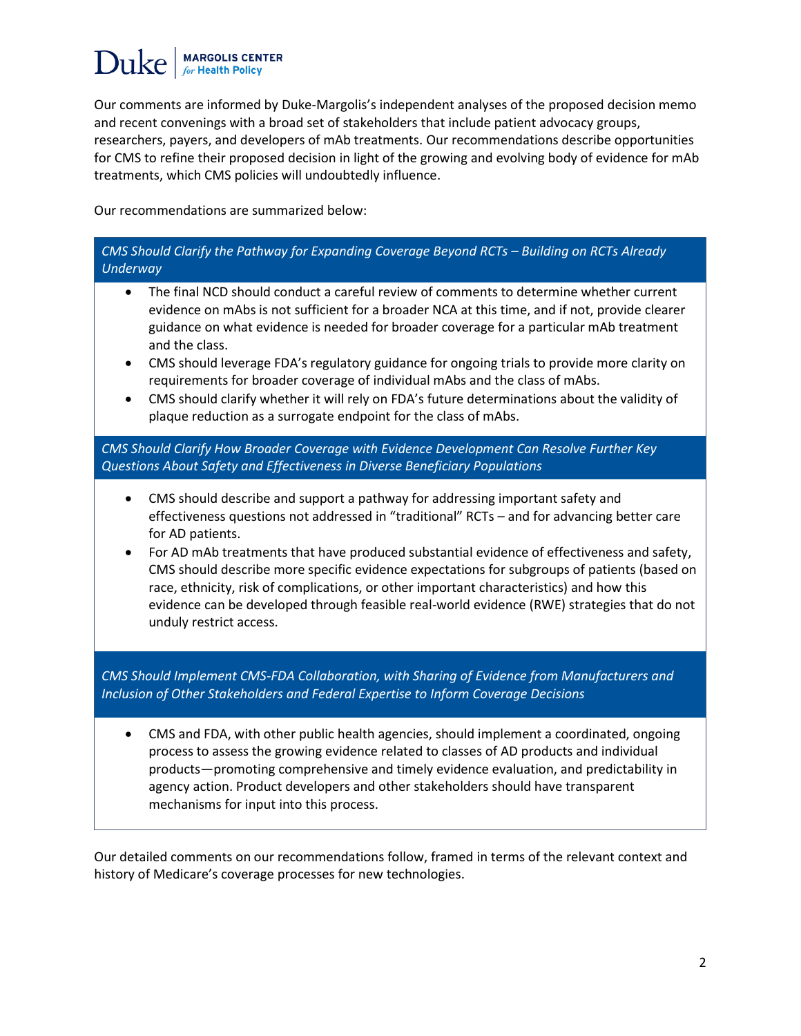Our comments are informed by Duke-Margolis's independent analyses of the proposed decision memo and recent convenings with a broad set of stakeholders that include patient advocacy groups, researchers, payers, and developers of mAb treatments. Our recommendations describe opportunities for CMS to refine their proposed decision in light of the growing and evolving body of evidence for mAb treatments, which CMS policies will undoubtedly influence.

Our recommendations are summarized below:

*CMS Should Clarify the Pathway for Expanding Coverage Beyond RCTs – Building on RCTs Already Underway*

- The final NCD should conduct a careful review of comments to determine whether current evidence on mAbs is not sufficient for a broader NCA at this time, and if not, provide clearer guidance on what evidence is needed for broader coverage for a particular mAb treatment and the class.
- CMS should leverage FDA's regulatory guidance for ongoing trials to provide more clarity on requirements for broader coverage of individual mAbs and the class of mAbs.
- CMS should clarify whether it will rely on FDA's future determinations about the validity of plaque reduction as a surrogate endpoint for the class of mAbs.

*CMS Should Clarify How Broader Coverage with Evidence Development Can Resolve Further Key Questions About Safety and Effectiveness in Diverse Beneficiary Populations*

- CMS should describe and support a pathway for addressing important safety and effectiveness questions not addressed in "traditional" RCTs – and for advancing better care for AD patients.
- For AD mAb treatments that have produced substantial evidence of effectiveness and safety, CMS should describe more specific evidence expectations for subgroups of patients (based on race, ethnicity, risk of complications, or other important characteristics) and how this evidence can be developed through feasible real-world evidence (RWE) strategies that do not unduly restrict access.

*CMS Should Implement CMS-FDA Collaboration, with Sharing of Evidence from Manufacturers and Inclusion of Other Stakeholders and Federal Expertise to Inform Coverage Decisions*

- CMS and FDA, with other public health agencies, should implement a coordinated, ongoing process to assess the growing evidence related to classes of AD products and individual products—promoting comprehensive and timely evidence evaluation, and predictability in agency action. Product developers and other stakeholders should have transparent mechanisms for input into this process.

Our detailed comments on our recommendations follow, framed in terms of the relevant context and history of Medicare's coverage processes for new technologies.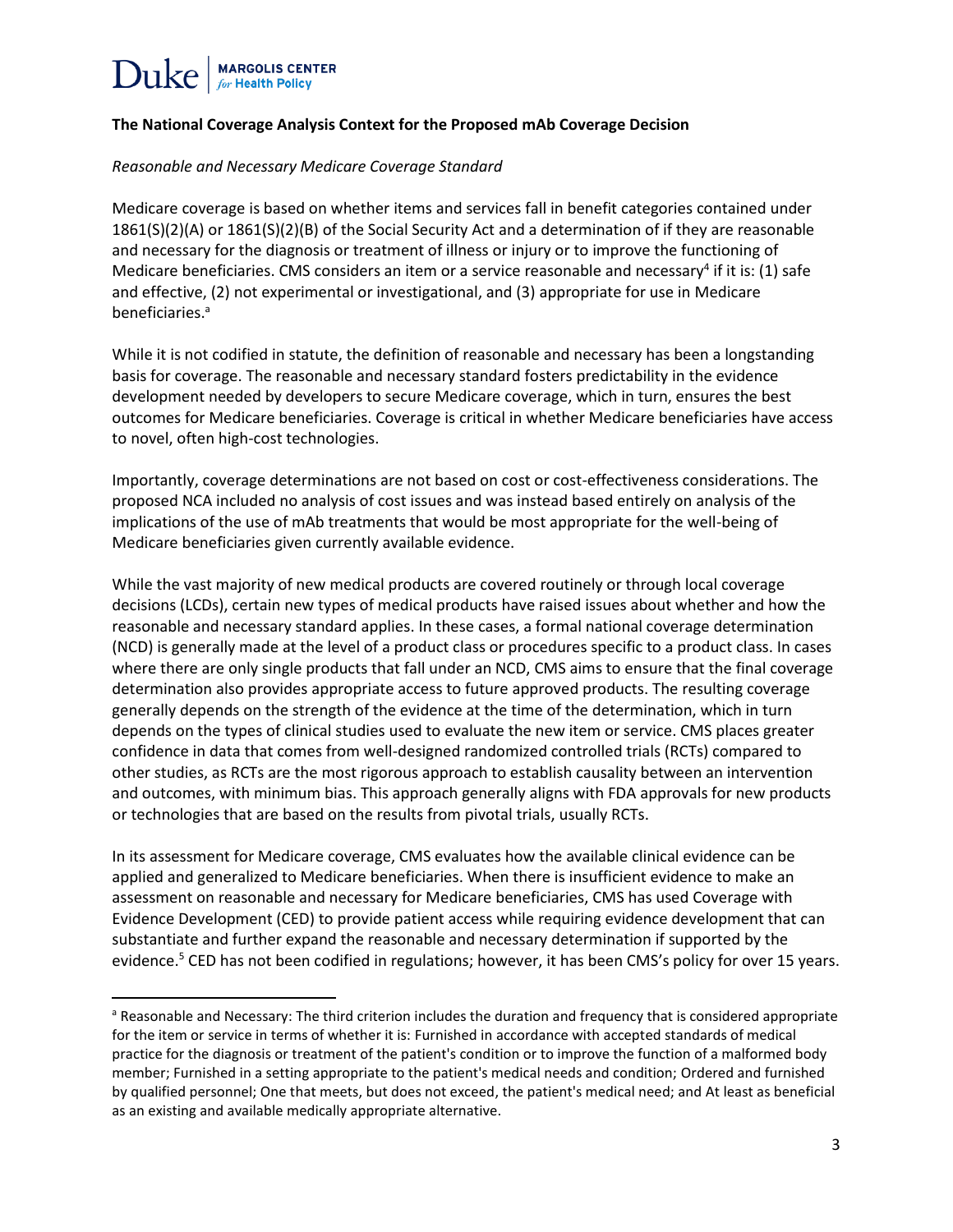**The National Coverage Analysis Context for the Proposed mAb Coverage Decision**

*Reasonable and Necessary Medicare Coverage Standard*

Medicare coverage is based on whether items and services fall in benefit categories contained under 1861(S)(2)(A) or 1861(S)(2)(B) of the Social Security Act and a determination of if they are reasonable and necessary for the diagnosis or treatment of illness or injury or to improve the functioning of Medicare beneficiaries. CMS considers an item or a service reasonable and necessary[4] if it is: (1) safe and effective, (2) not experimental or investigational, and (3) appropriate for use in Medicare beneficiaries.[a]

While it is not codified in statute, the definition of reasonable and necessary has been a longstanding basis for coverage. The reasonable and necessary standard fosters predictability in the evidence development needed by developers to secure Medicare coverage, which in turn, ensures the best outcomes for Medicare beneficiaries. Coverage is critical in whether Medicare beneficiaries have access to novel, often high-cost technologies.

Importantly, coverage determinations are not based on cost or cost-effectiveness considerations. The proposed NCA included no analysis of cost issues and was instead based entirely on analysis of the implications of the use of mAb treatments that would be most appropriate for the well-being of Medicare beneficiaries given currently available evidence.

While the vast majority of new medical products are covered routinely or through local coverage decisions (LCDs), certain new types of medical products have raised issues about whether and how the reasonable and necessary standard applies. In these cases, a formal national coverage determination (NCD) is generally made at the level of a product class or procedures specific to a product class. In cases where there are only single products that fall under an NCD, CMS aims to ensure that the final coverage determination also provides appropriate access to future approved products. The resulting coverage generally depends on the strength of the evidence at the time of the determination, which in turn depends on the types of clinical studies used to evaluate the new item or service. CMS places greater confidence in data that comes from well-designed randomized controlled trials (RCTs) compared to other studies, as RCTs are the most rigorous approach to establish causality between an intervention and outcomes, with minimum bias. This approach generally aligns with FDA approvals for new products or technologies that are based on the results from pivotal trials, usually RCTs.

In its assessment for Medicare coverage, CMS evaluates how the available clinical evidence can be applied and generalized to Medicare beneficiaries. When there is insufficient evidence to make an assessment on reasonable and necessary for Medicare beneficiaries, CMS has used Coverage with Evidence Development (CED) to provide patient access while requiring evidence development that can substantiate and further expand the reasonable and necessary determination if supported by the evidence.[5] CED has not been codified in regulations; however, it has been CMS's policy for over 15 years.

---

[a] Reasonable and Necessary: The third criterion includes the duration and frequency that is considered appropriate for the item or service in terms of whether it is: Furnished in accordance with accepted standards of medical practice for the diagnosis or treatment of the patient's condition or to improve the function of a malformed body member; Furnished in a setting appropriate to the patient's medical needs and condition; Ordered and furnished by qualified personnel; One that meets, but does not exceed, the patient's medical need; and At least as beneficial as an existing and available medically appropriate alternative.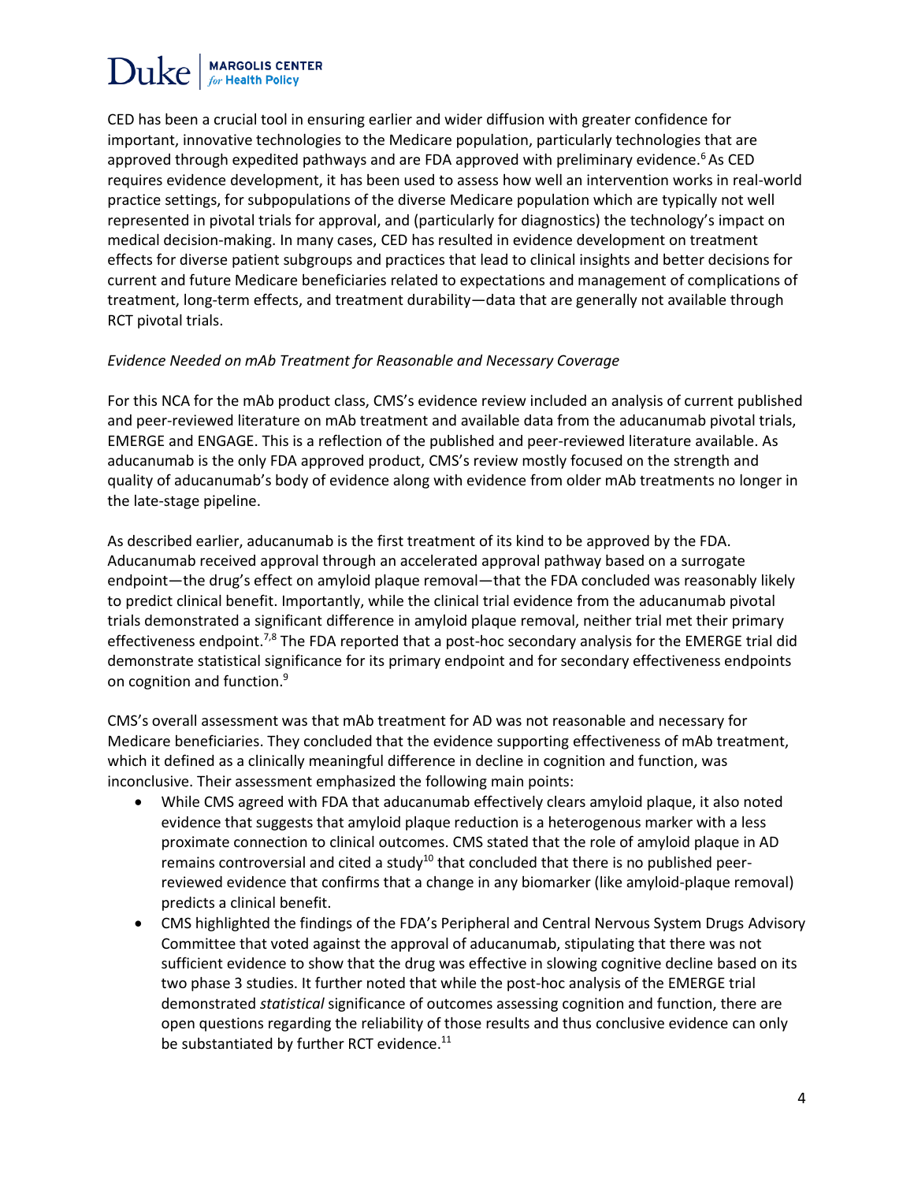CED has been a crucial tool in ensuring earlier and wider diffusion with greater confidence for important, innovative technologies to the Medicare population, particularly technologies that are approved through expedited pathways and are FDA approved with preliminary evidence.[6] As CED requires evidence development, it has been used to assess how well an intervention works in real-world practice settings, for subpopulations of the diverse Medicare population which are typically not well represented in pivotal trials for approval, and (particularly for diagnostics) the technology's impact on medical decision-making. In many cases, CED has resulted in evidence development on treatment effects for diverse patient subgroups and practices that lead to clinical insights and better decisions for current and future Medicare beneficiaries related to expectations and management of complications of treatment, long-term effects, and treatment durability—data that are generally not available through RCT pivotal trials.

*Evidence Needed on mAb Treatment for Reasonable and Necessary Coverage*

For this NCA for the mAb product class, CMS's evidence review included an analysis of current published and peer-reviewed literature on mAb treatment and available data from the aducanumab pivotal trials, EMERGE and ENGAGE. This is a reflection of the published and peer-reviewed literature available. As aducanumab is the only FDA approved product, CMS's review mostly focused on the strength and quality of aducanumab's body of evidence along with evidence from older mAb treatments no longer in the late-stage pipeline.

As described earlier, aducanumab is the first treatment of its kind to be approved by the FDA. Aducanumab received approval through an accelerated approval pathway based on a surrogate endpoint—the drug's effect on amyloid plaque removal—that the FDA concluded was reasonably likely to predict clinical benefit. Importantly, while the clinical trial evidence from the aducanumab pivotal trials demonstrated a significant difference in amyloid plaque removal, neither trial met their primary effectiveness endpoint.[7,8] The FDA reported that a post-hoc secondary analysis for the EMERGE trial did demonstrate statistical significance for its primary endpoint and for secondary effectiveness endpoints on cognition and function.[9]

CMS's overall assessment was that mAb treatment for AD was not reasonable and necessary for Medicare beneficiaries. They concluded that the evidence supporting effectiveness of mAb treatment, which it defined as a clinically meaningful difference in decline in cognition and function, was inconclusive. Their assessment emphasized the following main points:

- While CMS agreed with FDA that aducanumab effectively clears amyloid plaque, it also noted evidence that suggests that amyloid plaque reduction is a heterogenous marker with a less proximate connection to clinical outcomes. CMS stated that the role of amyloid plaque in AD remains controversial and cited a study[10] that concluded that there is no published peer-reviewed evidence that confirms that a change in any biomarker (like amyloid-plaque removal) predicts a clinical benefit.
- CMS highlighted the findings of the FDA's Peripheral and Central Nervous System Drugs Advisory Committee that voted against the approval of aducanumab, stipulating that there was not sufficient evidence to show that the drug was effective in slowing cognitive decline based on its two phase 3 studies. It further noted that while the post-hoc analysis of the EMERGE trial demonstrated *statistical* significance of outcomes assessing cognition and function, there are open questions regarding the reliability of those results and thus conclusive evidence can only be substantiated by further RCT evidence.[11]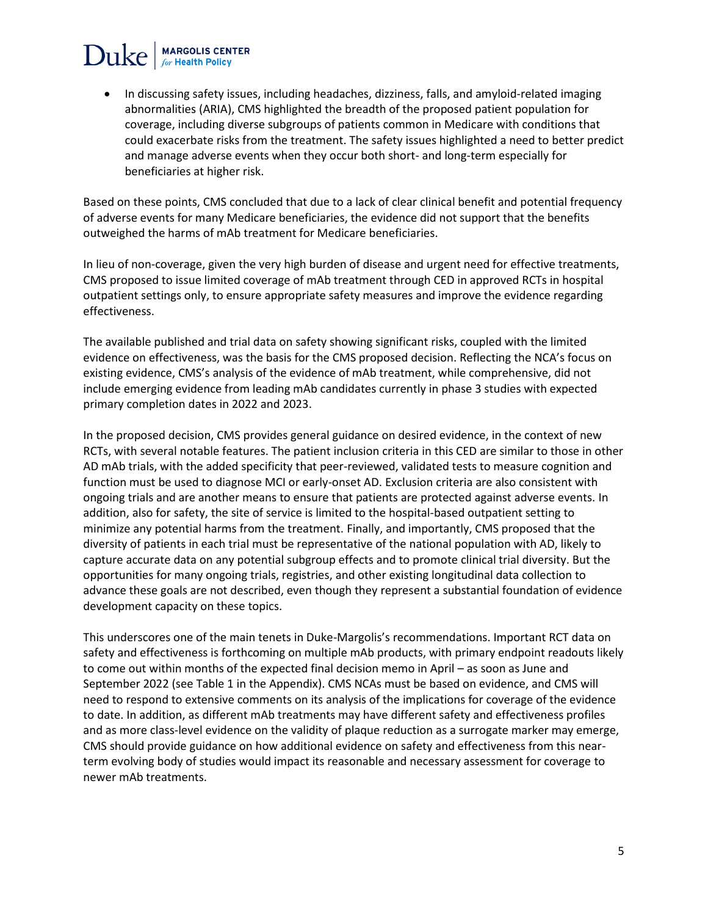- In discussing safety issues, including headaches, dizziness, falls, and amyloid-related imaging abnormalities (ARIA), CMS highlighted the breadth of the proposed patient population for coverage, including diverse subgroups of patients common in Medicare with conditions that could exacerbate risks from the treatment. The safety issues highlighted a need to better predict and manage adverse events when they occur both short- and long-term especially for beneficiaries at higher risk.

Based on these points, CMS concluded that due to a lack of clear clinical benefit and potential frequency of adverse events for many Medicare beneficiaries, the evidence did not support that the benefits outweighed the harms of mAb treatment for Medicare beneficiaries.

In lieu of non-coverage, given the very high burden of disease and urgent need for effective treatments, CMS proposed to issue limited coverage of mAb treatment through CED in approved RCTs in hospital outpatient settings only, to ensure appropriate safety measures and improve the evidence regarding effectiveness.

The available published and trial data on safety showing significant risks, coupled with the limited evidence on effectiveness, was the basis for the CMS proposed decision. Reflecting the NCA's focus on existing evidence, CMS's analysis of the evidence of mAb treatment, while comprehensive, did not include emerging evidence from leading mAb candidates currently in phase 3 studies with expected primary completion dates in 2022 and 2023.

In the proposed decision, CMS provides general guidance on desired evidence, in the context of new RCTs, with several notable features. The patient inclusion criteria in this CED are similar to those in other AD mAb trials, with the added specificity that peer-reviewed, validated tests to measure cognition and function must be used to diagnose MCI or early-onset AD. Exclusion criteria are also consistent with ongoing trials and are another means to ensure that patients are protected against adverse events. In addition, also for safety, the site of service is limited to the hospital-based outpatient setting to minimize any potential harms from the treatment. Finally, and importantly, CMS proposed that the diversity of patients in each trial must be representative of the national population with AD, likely to capture accurate data on any potential subgroup effects and to promote clinical trial diversity. But the opportunities for many ongoing trials, registries, and other existing longitudinal data collection to advance these goals are not described, even though they represent a substantial foundation of evidence development capacity on these topics.

This underscores one of the main tenets in Duke-Margolis's recommendations. Important RCT data on safety and effectiveness is forthcoming on multiple mAb products, with primary endpoint readouts likely to come out within months of the expected final decision memo in April – as soon as June and September 2022 (see Table 1 in the Appendix). CMS NCAs must be based on evidence, and CMS will need to respond to extensive comments on its analysis of the implications for coverage of the evidence to date. In addition, as different mAb treatments may have different safety and effectiveness profiles and as more class-level evidence on the validity of plaque reduction as a surrogate marker may emerge, CMS should provide guidance on how additional evidence on safety and effectiveness from this near-term evolving body of studies would impact its reasonable and necessary assessment for coverage to newer mAb treatments.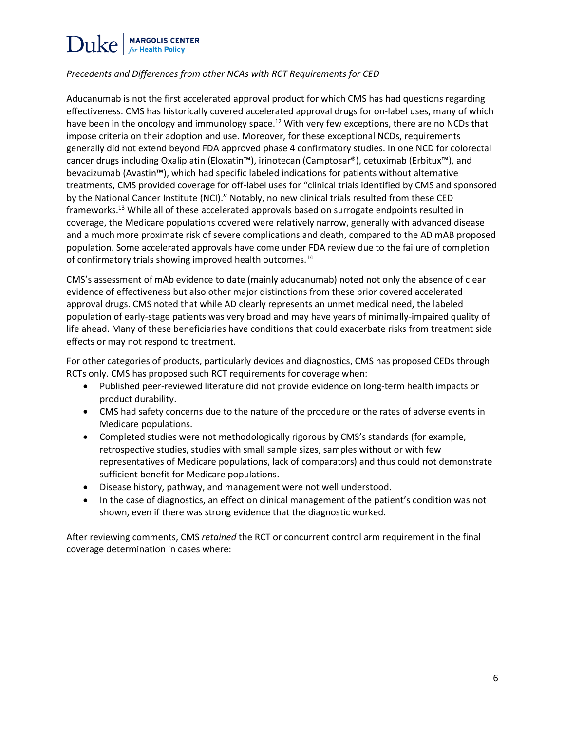*Precedents and Differences from other NCAs with RCT Requirements for CED*

Aducanumab is not the first accelerated approval product for which CMS has had questions regarding effectiveness. CMS has historically covered accelerated approval drugs for on-label uses, many of which have been in the oncology and immunology space.[12] With very few exceptions, there are no NCDs that impose criteria on their adoption and use. Moreover, for these exceptional NCDs, requirements generally did not extend beyond FDA approved phase 4 confirmatory studies. In one NCD for colorectal cancer drugs including Oxaliplatin (Eloxatin™), irinotecan (Camptosar®), cetuximab (Erbitux™), and bevacizumab (Avastin™), which had specific labeled indications for patients without alternative treatments, CMS provided coverage for off-label uses for "clinical trials identified by CMS and sponsored by the National Cancer Institute (NCI)." Notably, no new clinical trials resulted from these CED frameworks.[13] While all of these accelerated approvals based on surrogate endpoints resulted in coverage, the Medicare populations covered were relatively narrow, generally with advanced disease and a much more proximate risk of severe complications and death, compared to the AD mAB proposed population. Some accelerated approvals have come under FDA review due to the failure of completion of confirmatory trials showing improved health outcomes.[14]

CMS's assessment of mAb evidence to date (mainly aducanumab) noted not only the absence of clear evidence of effectiveness but also other major distinctions from these prior covered accelerated approval drugs. CMS noted that while AD clearly represents an unmet medical need, the labeled population of early-stage patients was very broad and may have years of minimally-impaired quality of life ahead. Many of these beneficiaries have conditions that could exacerbate risks from treatment side effects or may not respond to treatment.

For other categories of products, particularly devices and diagnostics, CMS has proposed CEDs through RCTs only. CMS has proposed such RCT requirements for coverage when:

- Published peer-reviewed literature did not provide evidence on long-term health impacts or product durability.
- CMS had safety concerns due to the nature of the procedure or the rates of adverse events in Medicare populations.
- Completed studies were not methodologically rigorous by CMS's standards (for example, retrospective studies, studies with small sample sizes, samples without or with few representatives of Medicare populations, lack of comparators) and thus could not demonstrate sufficient benefit for Medicare populations.
- Disease history, pathway, and management were not well understood.
- In the case of diagnostics, an effect on clinical management of the patient's condition was not shown, even if there was strong evidence that the diagnostic worked.

After reviewing comments, CMS *retained* the RCT or concurrent control arm requirement in the final coverage determination in cases where: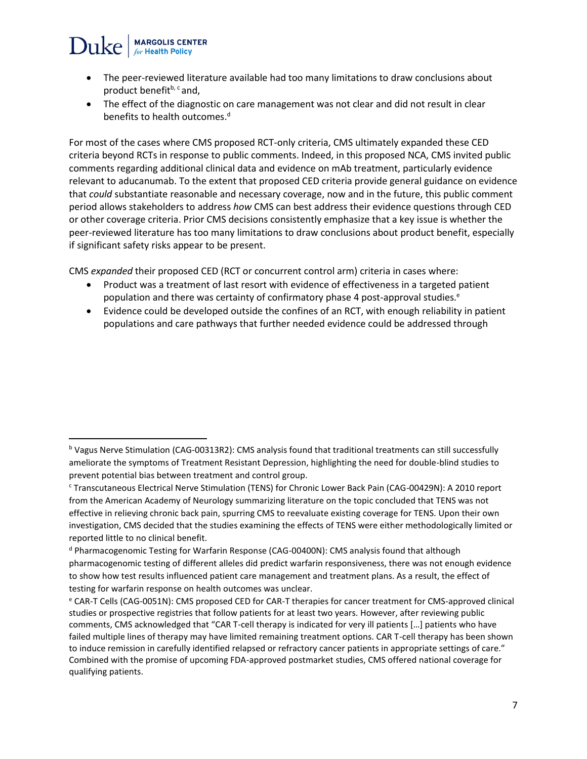- The peer-reviewed literature available had too many limitations to draw conclusions about product benefit[b, c] and,
- The effect of the diagnostic on care management was not clear and did not result in clear benefits to health outcomes.[d]

For most of the cases where CMS proposed RCT-only criteria, CMS ultimately expanded these CED criteria beyond RCTs in response to public comments. Indeed, in this proposed NCA, CMS invited public comments regarding additional clinical data and evidence on mAb treatment, particularly evidence relevant to aducanumab. To the extent that proposed CED criteria provide general guidance on evidence that *could* substantiate reasonable and necessary coverage, now and in the future, this public comment period allows stakeholders to address *how* CMS can best address their evidence questions through CED or other coverage criteria. Prior CMS decisions consistently emphasize that a key issue is whether the peer-reviewed literature has too many limitations to draw conclusions about product benefit, especially if significant safety risks appear to be present.

CMS *expanded* their proposed CED (RCT or concurrent control arm) criteria in cases where:

- Product was a treatment of last resort with evidence of effectiveness in a targeted patient population and there was certainty of confirmatory phase 4 post-approval studies.[e]
- Evidence could be developed outside the confines of an RCT, with enough reliability in patient populations and care pathways that further needed evidence could be addressed through

---

[b] Vagus Nerve Stimulation (CAG-00313R2): CMS analysis found that traditional treatments can still successfully ameliorate the symptoms of Treatment Resistant Depression, highlighting the need for double-blind studies to prevent potential bias between treatment and control group.

[c] Transcutaneous Electrical Nerve Stimulation (TENS) for Chronic Lower Back Pain (CAG-00429N): A 2010 report from the American Academy of Neurology summarizing literature on the topic concluded that TENS was not effective in relieving chronic back pain, spurring CMS to reevaluate existing coverage for TENS. Upon their own investigation, CMS decided that the studies examining the effects of TENS were either methodologically limited or reported little to no clinical benefit.

[d] Pharmacogenomic Testing for Warfarin Response (CAG-00400N): CMS analysis found that although pharmacogenomic testing of different alleles did predict warfarin responsiveness, there was not enough evidence to show how test results influenced patient care management and treatment plans. As a result, the effect of testing for warfarin response on health outcomes was unclear.

[e] CAR-T Cells (CAG-0051N): CMS proposed CED for CAR-T therapies for cancer treatment for CMS-approved clinical studies or prospective registries that follow patients for at least two years. However, after reviewing public comments, CMS acknowledged that "CAR T-cell therapy is indicated for very ill patients […] patients who have failed multiple lines of therapy may have limited remaining treatment options. CAR T-cell therapy has been shown to induce remission in carefully identified relapsed or refractory cancer patients in appropriate settings of care." Combined with the promise of upcoming FDA-approved postmarket studies, CMS offered national coverage for qualifying patients.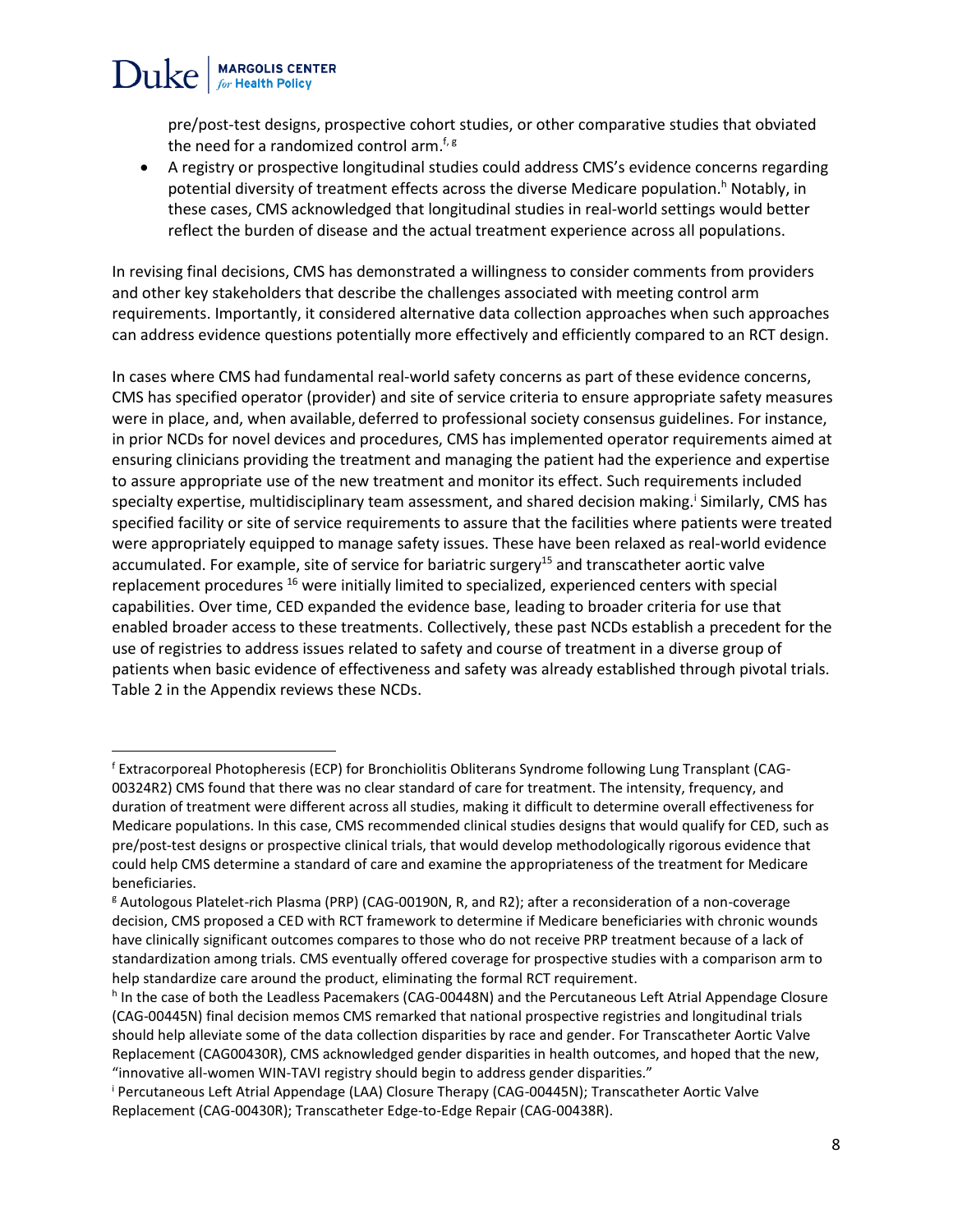pre/post-test designs, prospective cohort studies, or other comparative studies that obviated the need for a randomized control arm.[f, g]

- A registry or prospective longitudinal studies could address CMS's evidence concerns regarding potential diversity of treatment effects across the diverse Medicare population.[h] Notably, in these cases, CMS acknowledged that longitudinal studies in real-world settings would better reflect the burden of disease and the actual treatment experience across all populations.

In revising final decisions, CMS has demonstrated a willingness to consider comments from providers and other key stakeholders that describe the challenges associated with meeting control arm requirements. Importantly, it considered alternative data collection approaches when such approaches can address evidence questions potentially more effectively and efficiently compared to an RCT design.

In cases where CMS had fundamental real-world safety concerns as part of these evidence concerns, CMS has specified operator (provider) and site of service criteria to ensure appropriate safety measures were in place, and, when available, deferred to professional society consensus guidelines. For instance, in prior NCDs for novel devices and procedures, CMS has implemented operator requirements aimed at ensuring clinicians providing the treatment and managing the patient had the experience and expertise to assure appropriate use of the new treatment and monitor its effect. Such requirements included specialty expertise, multidisciplinary team assessment, and shared decision making.[i] Similarly, CMS has specified facility or site of service requirements to assure that the facilities where patients were treated were appropriately equipped to manage safety issues. These have been relaxed as real-world evidence accumulated. For example, site of service for bariatric surgery[15] and transcatheter aortic valve replacement procedures [16] were initially limited to specialized, experienced centers with special capabilities. Over time, CED expanded the evidence base, leading to broader criteria for use that enabled broader access to these treatments. Collectively, these past NCDs establish a precedent for the use of registries to address issues related to safety and course of treatment in a diverse group of patients when basic evidence of effectiveness and safety was already established through pivotal trials. Table 2 in the Appendix reviews these NCDs.

---

[f] Extracorporeal Photopheresis (ECP) for Bronchiolitis Obliterans Syndrome following Lung Transplant (CAG-00324R2) CMS found that there was no clear standard of care for treatment. The intensity, frequency, and duration of treatment were different across all studies, making it difficult to determine overall effectiveness for Medicare populations. In this case, CMS recommended clinical studies designs that would qualify for CED, such as pre/post-test designs or prospective clinical trials, that would develop methodologically rigorous evidence that could help CMS determine a standard of care and examine the appropriateness of the treatment for Medicare beneficiaries.

[g] Autologous Platelet-rich Plasma (PRP) (CAG-00190N, R, and R2); after a reconsideration of a non-coverage decision, CMS proposed a CED with RCT framework to determine if Medicare beneficiaries with chronic wounds have clinically significant outcomes compares to those who do not receive PRP treatment because of a lack of standardization among trials. CMS eventually offered coverage for prospective studies with a comparison arm to help standardize care around the product, eliminating the formal RCT requirement.

[h] In the case of both the Leadless Pacemakers (CAG-00448N) and the Percutaneous Left Atrial Appendage Closure (CAG-00445N) final decision memos CMS remarked that national prospective registries and longitudinal trials should help alleviate some of the data collection disparities by race and gender. For Transcatheter Aortic Valve Replacement (CAG00430R), CMS acknowledged gender disparities in health outcomes, and hoped that the new, "innovative all-women WIN-TAVI registry should begin to address gender disparities."

[i] Percutaneous Left Atrial Appendage (LAA) Closure Therapy (CAG-00445N); Transcatheter Aortic Valve Replacement (CAG-00430R); Transcatheter Edge-to-Edge Repair (CAG-00438R).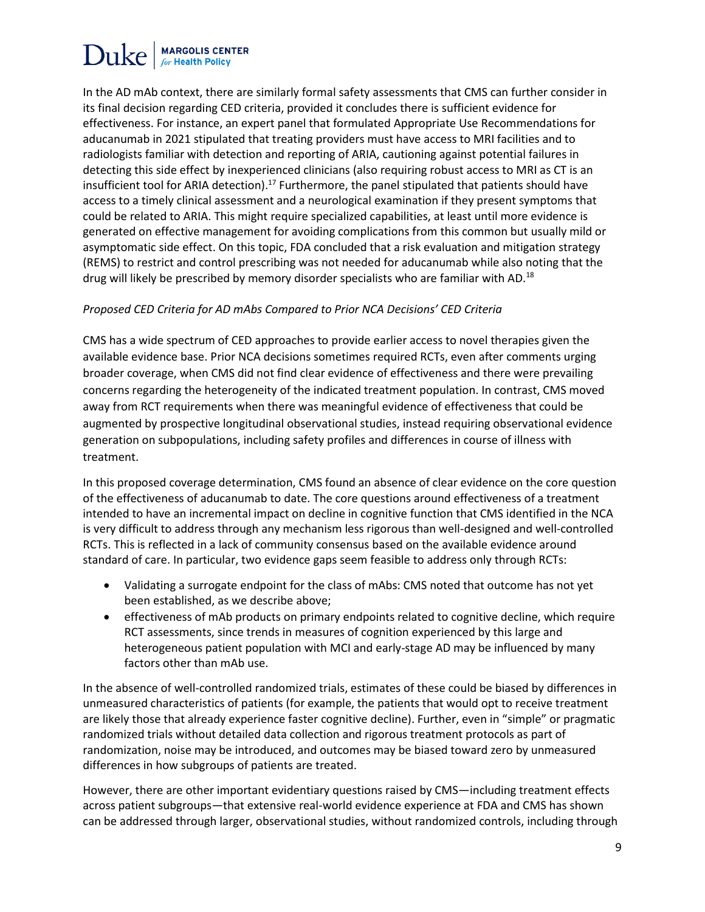In the AD mAb context, there are similarly formal safety assessments that CMS can further consider in its final decision regarding CED criteria, provided it concludes there is sufficient evidence for effectiveness. For instance, an expert panel that formulated Appropriate Use Recommendations for aducanumab in 2021 stipulated that treating providers must have access to MRI facilities and to radiologists familiar with detection and reporting of ARIA, cautioning against potential failures in detecting this side effect by inexperienced clinicians (also requiring robust access to MRI as CT is an insufficient tool for ARIA detection).[17] Furthermore, the panel stipulated that patients should have access to a timely clinical assessment and a neurological examination if they present symptoms that could be related to ARIA. This might require specialized capabilities, at least until more evidence is generated on effective management for avoiding complications from this common but usually mild or asymptomatic side effect. On this topic, FDA concluded that a risk evaluation and mitigation strategy (REMS) to restrict and control prescribing was not needed for aducanumab while also noting that the drug will likely be prescribed by memory disorder specialists who are familiar with AD.[18]

*Proposed CED Criteria for AD mAbs Compared to Prior NCA Decisions' CED Criteria*

CMS has a wide spectrum of CED approaches to provide earlier access to novel therapies given the available evidence base. Prior NCA decisions sometimes required RCTs, even after comments urging broader coverage, when CMS did not find clear evidence of effectiveness and there were prevailing concerns regarding the heterogeneity of the indicated treatment population. In contrast, CMS moved away from RCT requirements when there was meaningful evidence of effectiveness that could be augmented by prospective longitudinal observational studies, instead requiring observational evidence generation on subpopulations, including safety profiles and differences in course of illness with treatment.

In this proposed coverage determination, CMS found an absence of clear evidence on the core question of the effectiveness of aducanumab to date. The core questions around effectiveness of a treatment intended to have an incremental impact on decline in cognitive function that CMS identified in the NCA is very difficult to address through any mechanism less rigorous than well-designed and well-controlled RCTs. This is reflected in a lack of community consensus based on the available evidence around standard of care. In particular, two evidence gaps seem feasible to address only through RCTs:

- Validating a surrogate endpoint for the class of mAbs: CMS noted that outcome has not yet been established, as we describe above;
- effectiveness of mAb products on primary endpoints related to cognitive decline, which require RCT assessments, since trends in measures of cognition experienced by this large and heterogeneous patient population with MCI and early-stage AD may be influenced by many factors other than mAb use.

In the absence of well-controlled randomized trials, estimates of these could be biased by differences in unmeasured characteristics of patients (for example, the patients that would opt to receive treatment are likely those that already experience faster cognitive decline). Further, even in "simple" or pragmatic randomized trials without detailed data collection and rigorous treatment protocols as part of randomization, noise may be introduced, and outcomes may be biased toward zero by unmeasured differences in how subgroups of patients are treated.

However, there are other important evidentiary questions raised by CMS—including treatment effects across patient subgroups—that extensive real-world evidence experience at FDA and CMS has shown can be addressed through larger, observational studies, without randomized controls, including through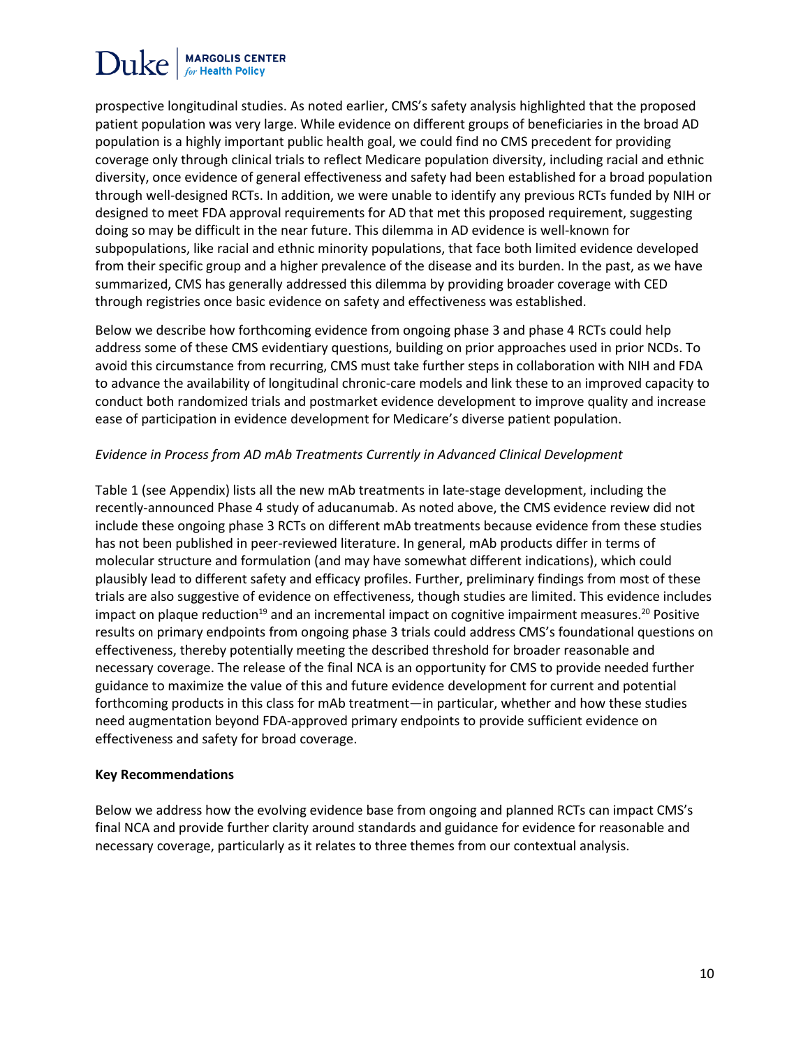prospective longitudinal studies. As noted earlier, CMS's safety analysis highlighted that the proposed patient population was very large. While evidence on different groups of beneficiaries in the broad AD population is a highly important public health goal, we could find no CMS precedent for providing coverage only through clinical trials to reflect Medicare population diversity, including racial and ethnic diversity, once evidence of general effectiveness and safety had been established for a broad population through well-designed RCTs. In addition, we were unable to identify any previous RCTs funded by NIH or designed to meet FDA approval requirements for AD that met this proposed requirement, suggesting doing so may be difficult in the near future. This dilemma in AD evidence is well-known for subpopulations, like racial and ethnic minority populations, that face both limited evidence developed from their specific group and a higher prevalence of the disease and its burden. In the past, as we have summarized, CMS has generally addressed this dilemma by providing broader coverage with CED through registries once basic evidence on safety and effectiveness was established.

Below we describe how forthcoming evidence from ongoing phase 3 and phase 4 RCTs could help address some of these CMS evidentiary questions, building on prior approaches used in prior NCDs. To avoid this circumstance from recurring, CMS must take further steps in collaboration with NIH and FDA to advance the availability of longitudinal chronic-care models and link these to an improved capacity to conduct both randomized trials and postmarket evidence development to improve quality and increase ease of participation in evidence development for Medicare's diverse patient population.

*Evidence in Process from AD mAb Treatments Currently in Advanced Clinical Development*

Table 1 (see Appendix) lists all the new mAb treatments in late-stage development, including the recently-announced Phase 4 study of aducanumab. As noted above, the CMS evidence review did not include these ongoing phase 3 RCTs on different mAb treatments because evidence from these studies has not been published in peer-reviewed literature. In general, mAb products differ in terms of molecular structure and formulation (and may have somewhat different indications), which could plausibly lead to different safety and efficacy profiles. Further, preliminary findings from most of these trials are also suggestive of evidence on effectiveness, though studies are limited. This evidence includes impact on plaque reduction[19] and an incremental impact on cognitive impairment measures.[20] Positive results on primary endpoints from ongoing phase 3 trials could address CMS's foundational questions on effectiveness, thereby potentially meeting the described threshold for broader reasonable and necessary coverage. The release of the final NCA is an opportunity for CMS to provide needed further guidance to maximize the value of this and future evidence development for current and potential forthcoming products in this class for mAb treatment—in particular, whether and how these studies need augmentation beyond FDA-approved primary endpoints to provide sufficient evidence on effectiveness and safety for broad coverage.

**Key Recommendations**

Below we address how the evolving evidence base from ongoing and planned RCTs can impact CMS's final NCA and provide further clarity around standards and guidance for evidence for reasonable and necessary coverage, particularly as it relates to three themes from our contextual analysis.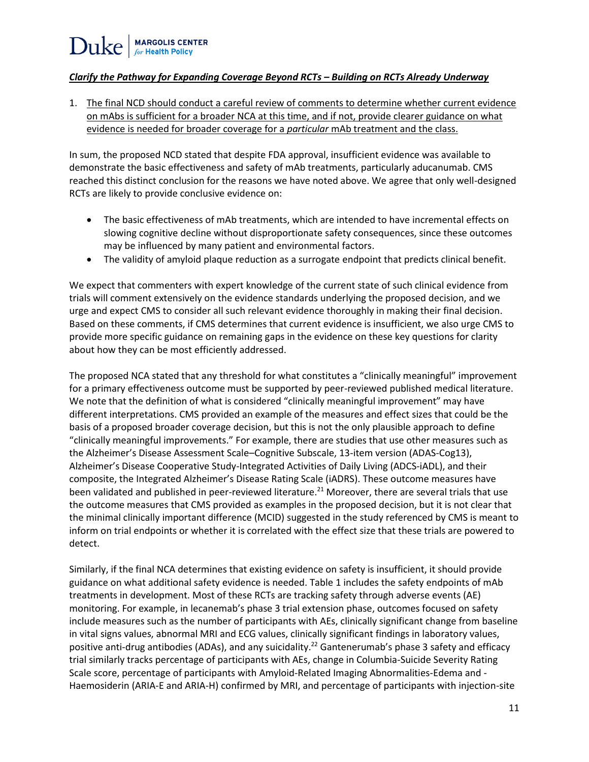***Clarify the Pathway for Expanding Coverage Beyond RCTs – Building on RCTs Already Underway***

1. The final NCD should conduct a careful review of comments to determine whether current evidence on mAbs is sufficient for a broader NCA at this time, and if not, provide clearer guidance on what evidence is needed for broader coverage for a *particular* mAb treatment and the class.

In sum, the proposed NCD stated that despite FDA approval, insufficient evidence was available to demonstrate the basic effectiveness and safety of mAb treatments, particularly aducanumab. CMS reached this distinct conclusion for the reasons we have noted above. We agree that only well-designed RCTs are likely to provide conclusive evidence on:

- The basic effectiveness of mAb treatments, which are intended to have incremental effects on slowing cognitive decline without disproportionate safety consequences, since these outcomes may be influenced by many patient and environmental factors.
- The validity of amyloid plaque reduction as a surrogate endpoint that predicts clinical benefit.

We expect that commenters with expert knowledge of the current state of such clinical evidence from trials will comment extensively on the evidence standards underlying the proposed decision, and we urge and expect CMS to consider all such relevant evidence thoroughly in making their final decision. Based on these comments, if CMS determines that current evidence is insufficient, we also urge CMS to provide more specific guidance on remaining gaps in the evidence on these key questions for clarity about how they can be most efficiently addressed.

The proposed NCA stated that any threshold for what constitutes a "clinically meaningful" improvement for a primary effectiveness outcome must be supported by peer-reviewed published medical literature. We note that the definition of what is considered "clinically meaningful improvement" may have different interpretations. CMS provided an example of the measures and effect sizes that could be the basis of a proposed broader coverage decision, but this is not the only plausible approach to define "clinically meaningful improvements." For example, there are studies that use other measures such as the Alzheimer's Disease Assessment Scale–Cognitive Subscale, 13-item version (ADAS-Cog13), Alzheimer's Disease Cooperative Study-Integrated Activities of Daily Living (ADCS-iADL), and their composite, the Integrated Alzheimer's Disease Rating Scale (iADRS). These outcome measures have been validated and published in peer-reviewed literature.[21] Moreover, there are several trials that use the outcome measures that CMS provided as examples in the proposed decision, but it is not clear that the minimal clinically important difference (MCID) suggested in the study referenced by CMS is meant to inform on trial endpoints or whether it is correlated with the effect size that these trials are powered to detect.

Similarly, if the final NCA determines that existing evidence on safety is insufficient, it should provide guidance on what additional safety evidence is needed. Table 1 includes the safety endpoints of mAb treatments in development. Most of these RCTs are tracking safety through adverse events (AE) monitoring. For example, in lecanemab's phase 3 trial extension phase, outcomes focused on safety include measures such as the number of participants with AEs, clinically significant change from baseline in vital signs values, abnormal MRI and ECG values, clinically significant findings in laboratory values, positive anti-drug antibodies (ADAs), and any suicidality.[22] Gantenerumab's phase 3 safety and efficacy trial similarly tracks percentage of participants with AEs, change in Columbia-Suicide Severity Rating Scale score, percentage of participants with Amyloid-Related Imaging Abnormalities-Edema and -Haemosiderin (ARIA-E and ARIA-H) confirmed by MRI, and percentage of participants with injection-site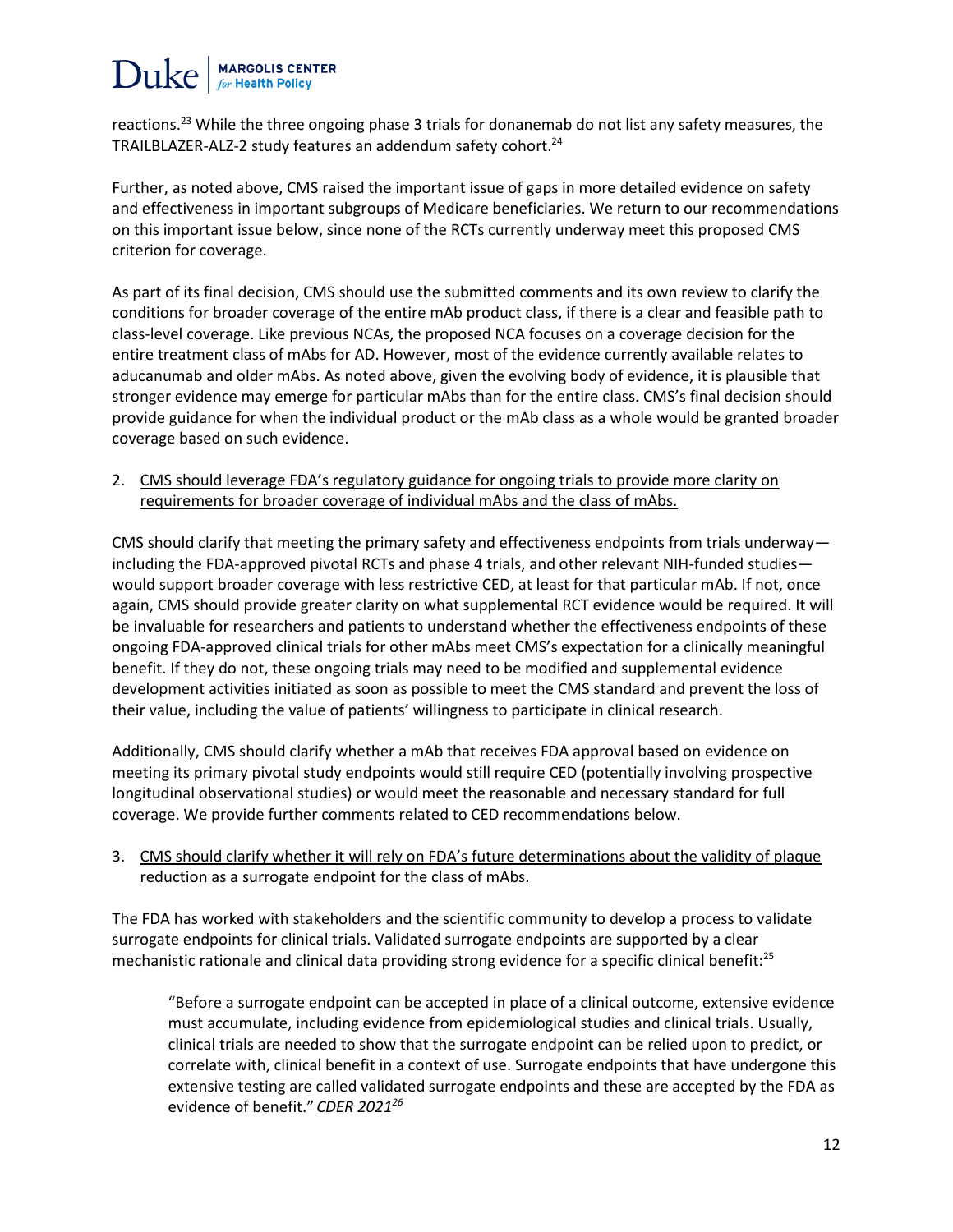reactions.[23] While the three ongoing phase 3 trials for donanemab do not list any safety measures, the TRAILBLAZER-ALZ-2 study features an addendum safety cohort.[24]

Further, as noted above, CMS raised the important issue of gaps in more detailed evidence on safety and effectiveness in important subgroups of Medicare beneficiaries. We return to our recommendations on this important issue below, since none of the RCTs currently underway meet this proposed CMS criterion for coverage.

As part of its final decision, CMS should use the submitted comments and its own review to clarify the conditions for broader coverage of the entire mAb product class, if there is a clear and feasible path to class-level coverage. Like previous NCAs, the proposed NCA focuses on a coverage decision for the entire treatment class of mAbs for AD. However, most of the evidence currently available relates to aducanumab and older mAbs. As noted above, given the evolving body of evidence, it is plausible that stronger evidence may emerge for particular mAbs than for the entire class. CMS's final decision should provide guidance for when the individual product or the mAb class as a whole would be granted broader coverage based on such evidence.

2. <u>CMS should leverage FDA's regulatory guidance for ongoing trials to provide more clarity on requirements for broader coverage of individual mAbs and the class of mAbs.</u>

CMS should clarify that meeting the primary safety and effectiveness endpoints from trials underway—including the FDA-approved pivotal RCTs and phase 4 trials, and other relevant NIH-funded studies—would support broader coverage with less restrictive CED, at least for that particular mAb. If not, once again, CMS should provide greater clarity on what supplemental RCT evidence would be required. It will be invaluable for researchers and patients to understand whether the effectiveness endpoints of these ongoing FDA-approved clinical trials for other mAbs meet CMS's expectation for a clinically meaningful benefit. If they do not, these ongoing trials may need to be modified and supplemental evidence development activities initiated as soon as possible to meet the CMS standard and prevent the loss of their value, including the value of patients' willingness to participate in clinical research.

Additionally, CMS should clarify whether a mAb that receives FDA approval based on evidence on meeting its primary pivotal study endpoints would still require CED (potentially involving prospective longitudinal observational studies) or would meet the reasonable and necessary standard for full coverage. We provide further comments related to CED recommendations below.

3. <u>CMS should clarify whether it will rely on FDA's future determinations about the validity of plaque reduction as a surrogate endpoint for the class of mAbs.</u>

The FDA has worked with stakeholders and the scientific community to develop a process to validate surrogate endpoints for clinical trials. Validated surrogate endpoints are supported by a clear mechanistic rationale and clinical data providing strong evidence for a specific clinical benefit:[25]

> "Before a surrogate endpoint can be accepted in place of a clinical outcome, extensive evidence must accumulate, including evidence from epidemiological studies and clinical trials. Usually, clinical trials are needed to show that the surrogate endpoint can be relied upon to predict, or correlate with, clinical benefit in a context of use. Surrogate endpoints that have undergone this extensive testing are called validated surrogate endpoints and these are accepted by the FDA as evidence of benefit." *CDER 2021*[26]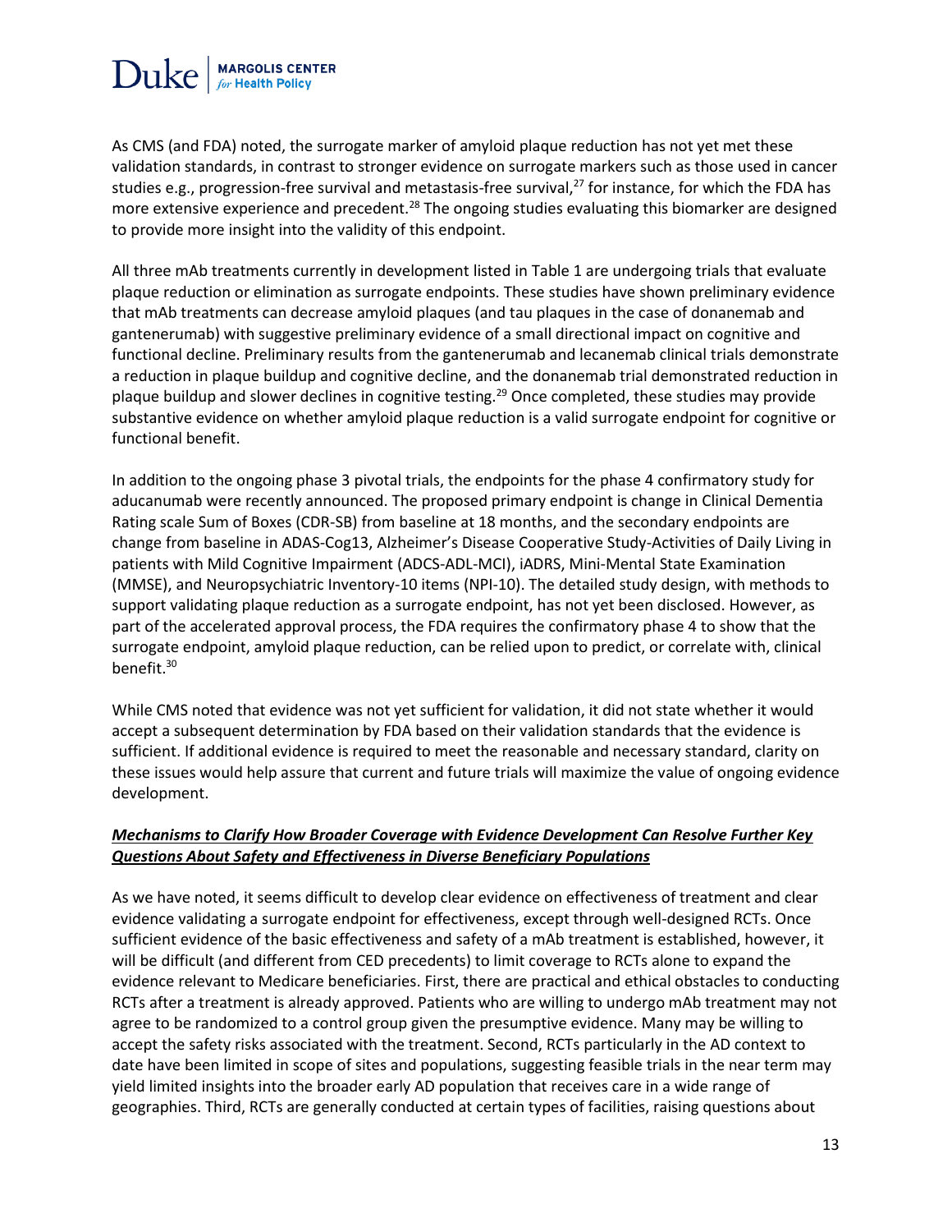As CMS (and FDA) noted, the surrogate marker of amyloid plaque reduction has not yet met these validation standards, in contrast to stronger evidence on surrogate markers such as those used in cancer studies e.g., progression-free survival and metastasis-free survival,[27] for instance, for which the FDA has more extensive experience and precedent.[28] The ongoing studies evaluating this biomarker are designed to provide more insight into the validity of this endpoint.

All three mAb treatments currently in development listed in Table 1 are undergoing trials that evaluate plaque reduction or elimination as surrogate endpoints. These studies have shown preliminary evidence that mAb treatments can decrease amyloid plaques (and tau plaques in the case of donanemab and gantenerumab) with suggestive preliminary evidence of a small directional impact on cognitive and functional decline. Preliminary results from the gantenerumab and lecanemab clinical trials demonstrate a reduction in plaque buildup and cognitive decline, and the donanemab trial demonstrated reduction in plaque buildup and slower declines in cognitive testing.[29] Once completed, these studies may provide substantive evidence on whether amyloid plaque reduction is a valid surrogate endpoint for cognitive or functional benefit.

In addition to the ongoing phase 3 pivotal trials, the endpoints for the phase 4 confirmatory study for aducanumab were recently announced. The proposed primary endpoint is change in Clinical Dementia Rating scale Sum of Boxes (CDR-SB) from baseline at 18 months, and the secondary endpoints are change from baseline in ADAS-Cog13, Alzheimer's Disease Cooperative Study-Activities of Daily Living in patients with Mild Cognitive Impairment (ADCS-ADL-MCI), iADRS, Mini-Mental State Examination (MMSE), and Neuropsychiatric Inventory-10 items (NPI-10). The detailed study design, with methods to support validating plaque reduction as a surrogate endpoint, has not yet been disclosed. However, as part of the accelerated approval process, the FDA requires the confirmatory phase 4 to show that the surrogate endpoint, amyloid plaque reduction, can be relied upon to predict, or correlate with, clinical benefit.[30]

While CMS noted that evidence was not yet sufficient for validation, it did not state whether it would accept a subsequent determination by FDA based on their validation standards that the evidence is sufficient. If additional evidence is required to meet the reasonable and necessary standard, clarity on these issues would help assure that current and future trials will maximize the value of ongoing evidence development.

***Mechanisms to Clarify How Broader Coverage with Evidence Development Can Resolve Further Key Questions About Safety and Effectiveness in Diverse Beneficiary Populations***

As we have noted, it seems difficult to develop clear evidence on effectiveness of treatment and clear evidence validating a surrogate endpoint for effectiveness, except through well-designed RCTs. Once sufficient evidence of the basic effectiveness and safety of a mAb treatment is established, however, it will be difficult (and different from CED precedents) to limit coverage to RCTs alone to expand the evidence relevant to Medicare beneficiaries. First, there are practical and ethical obstacles to conducting RCTs after a treatment is already approved. Patients who are willing to undergo mAb treatment may not agree to be randomized to a control group given the presumptive evidence. Many may be willing to accept the safety risks associated with the treatment. Second, RCTs particularly in the AD context to date have been limited in scope of sites and populations, suggesting feasible trials in the near term may yield limited insights into the broader early AD population that receives care in a wide range of geographies. Third, RCTs are generally conducted at certain types of facilities, raising questions about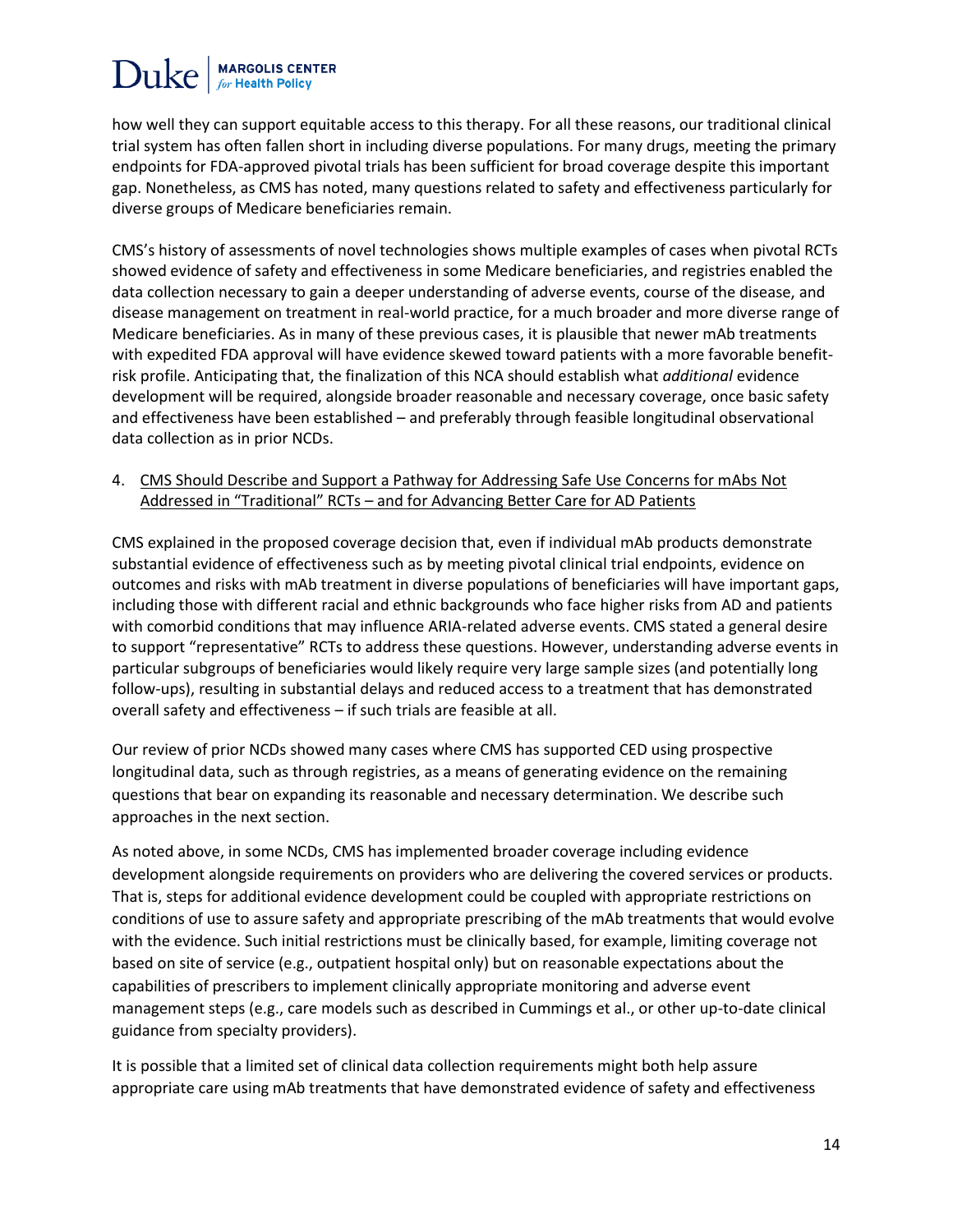how well they can support equitable access to this therapy. For all these reasons, our traditional clinical trial system has often fallen short in including diverse populations. For many drugs, meeting the primary endpoints for FDA-approved pivotal trials has been sufficient for broad coverage despite this important gap. Nonetheless, as CMS has noted, many questions related to safety and effectiveness particularly for diverse groups of Medicare beneficiaries remain.

CMS's history of assessments of novel technologies shows multiple examples of cases when pivotal RCTs showed evidence of safety and effectiveness in some Medicare beneficiaries, and registries enabled the data collection necessary to gain a deeper understanding of adverse events, course of the disease, and disease management on treatment in real-world practice, for a much broader and more diverse range of Medicare beneficiaries. As in many of these previous cases, it is plausible that newer mAb treatments with expedited FDA approval will have evidence skewed toward patients with a more favorable benefit-risk profile. Anticipating that, the finalization of this NCA should establish what *additional* evidence development will be required, alongside broader reasonable and necessary coverage, once basic safety and effectiveness have been established – and preferably through feasible longitudinal observational data collection as in prior NCDs.

4. <u>CMS Should Describe and Support a Pathway for Addressing Safe Use Concerns for mAbs Not Addressed in "Traditional" RCTs – and for Advancing Better Care for AD Patients</u>

CMS explained in the proposed coverage decision that, even if individual mAb products demonstrate substantial evidence of effectiveness such as by meeting pivotal clinical trial endpoints, evidence on outcomes and risks with mAb treatment in diverse populations of beneficiaries will have important gaps, including those with different racial and ethnic backgrounds who face higher risks from AD and patients with comorbid conditions that may influence ARIA-related adverse events. CMS stated a general desire to support "representative" RCTs to address these questions. However, understanding adverse events in particular subgroups of beneficiaries would likely require very large sample sizes (and potentially long follow-ups), resulting in substantial delays and reduced access to a treatment that has demonstrated overall safety and effectiveness – if such trials are feasible at all.

Our review of prior NCDs showed many cases where CMS has supported CED using prospective longitudinal data, such as through registries, as a means of generating evidence on the remaining questions that bear on expanding its reasonable and necessary determination. We describe such approaches in the next section.

As noted above, in some NCDs, CMS has implemented broader coverage including evidence development alongside requirements on providers who are delivering the covered services or products. That is, steps for additional evidence development could be coupled with appropriate restrictions on conditions of use to assure safety and appropriate prescribing of the mAb treatments that would evolve with the evidence. Such initial restrictions must be clinically based, for example, limiting coverage not based on site of service (e.g., outpatient hospital only) but on reasonable expectations about the capabilities of prescribers to implement clinically appropriate monitoring and adverse event management steps (e.g., care models such as described in Cummings et al., or other up-to-date clinical guidance from specialty providers).

It is possible that a limited set of clinical data collection requirements might both help assure appropriate care using mAb treatments that have demonstrated evidence of safety and effectiveness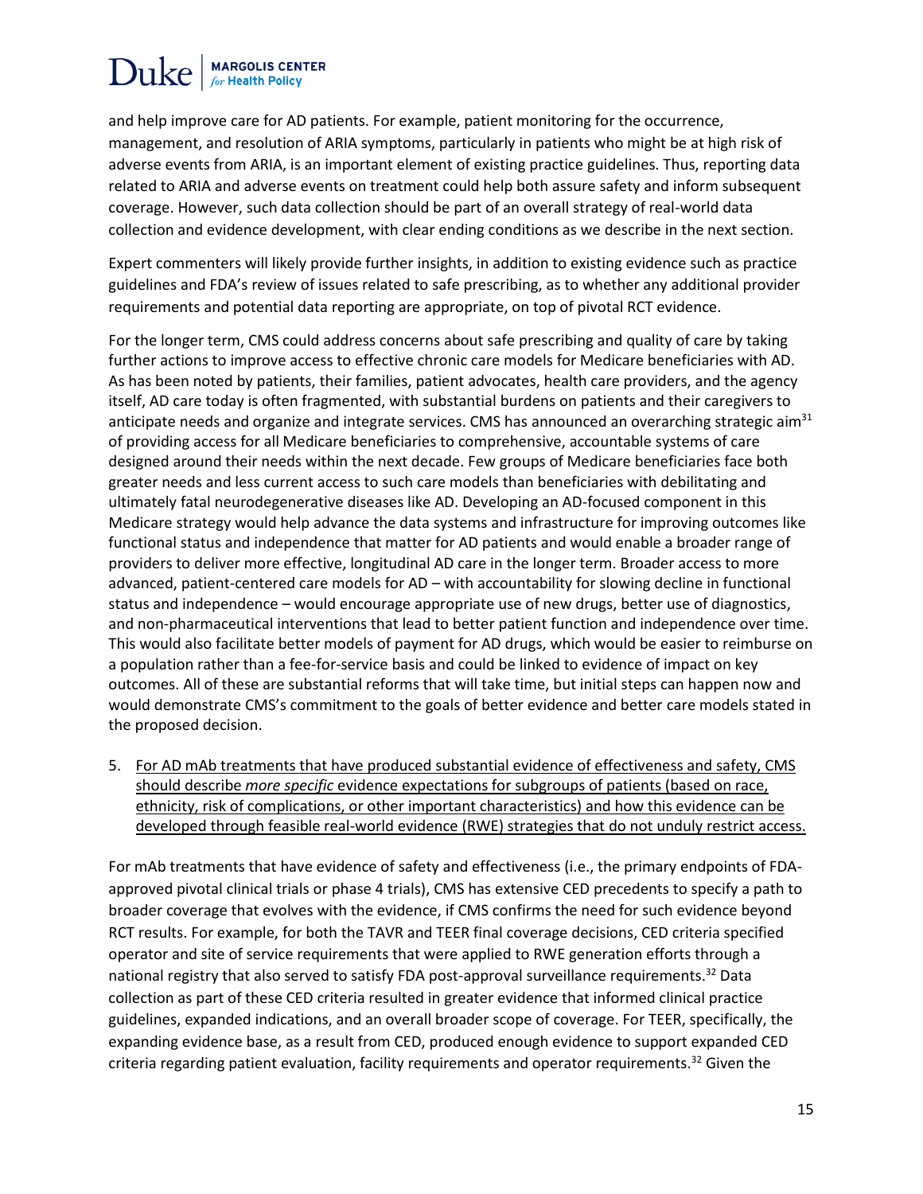and help improve care for AD patients. For example, patient monitoring for the occurrence, management, and resolution of ARIA symptoms, particularly in patients who might be at high risk of adverse events from ARIA, is an important element of existing practice guidelines. Thus, reporting data related to ARIA and adverse events on treatment could help both assure safety and inform subsequent coverage. However, such data collection should be part of an overall strategy of real-world data collection and evidence development, with clear ending conditions as we describe in the next section.

Expert commenters will likely provide further insights, in addition to existing evidence such as practice guidelines and FDA's review of issues related to safe prescribing, as to whether any additional provider requirements and potential data reporting are appropriate, on top of pivotal RCT evidence.

For the longer term, CMS could address concerns about safe prescribing and quality of care by taking further actions to improve access to effective chronic care models for Medicare beneficiaries with AD. As has been noted by patients, their families, patient advocates, health care providers, and the agency itself, AD care today is often fragmented, with substantial burdens on patients and their caregivers to anticipate needs and organize and integrate services. CMS has announced an overarching strategic aim[31] of providing access for all Medicare beneficiaries to comprehensive, accountable systems of care designed around their needs within the next decade. Few groups of Medicare beneficiaries face both greater needs and less current access to such care models than beneficiaries with debilitating and ultimately fatal neurodegenerative diseases like AD. Developing an AD-focused component in this Medicare strategy would help advance the data systems and infrastructure for improving outcomes like functional status and independence that matter for AD patients and would enable a broader range of providers to deliver more effective, longitudinal AD care in the longer term. Broader access to more advanced, patient-centered care models for AD – with accountability for slowing decline in functional status and independence – would encourage appropriate use of new drugs, better use of diagnostics, and non-pharmaceutical interventions that lead to better patient function and independence over time. This would also facilitate better models of payment for AD drugs, which would be easier to reimburse on a population rather than a fee-for-service basis and could be linked to evidence of impact on key outcomes. All of these are substantial reforms that will take time, but initial steps can happen now and would demonstrate CMS's commitment to the goals of better evidence and better care models stated in the proposed decision.

5. <u>For AD mAb treatments that have produced substantial evidence of effectiveness and safety, CMS should describe *more specific* evidence expectations for subgroups of patients (based on race, ethnicity, risk of complications, or other important characteristics) and how this evidence can be developed through feasible real-world evidence (RWE) strategies that do not unduly restrict access.</u>

For mAb treatments that have evidence of safety and effectiveness (i.e., the primary endpoints of FDA-approved pivotal clinical trials or phase 4 trials), CMS has extensive CED precedents to specify a path to broader coverage that evolves with the evidence, if CMS confirms the need for such evidence beyond RCT results. For example, for both the TAVR and TEER final coverage decisions, CED criteria specified operator and site of service requirements that were applied to RWE generation efforts through a national registry that also served to satisfy FDA post-approval surveillance requirements.[32] Data collection as part of these CED criteria resulted in greater evidence that informed clinical practice guidelines, expanded indications, and an overall broader scope of coverage. For TEER, specifically, the expanding evidence base, as a result from CED, produced enough evidence to support expanded CED criteria regarding patient evaluation, facility requirements and operator requirements.[32] Given the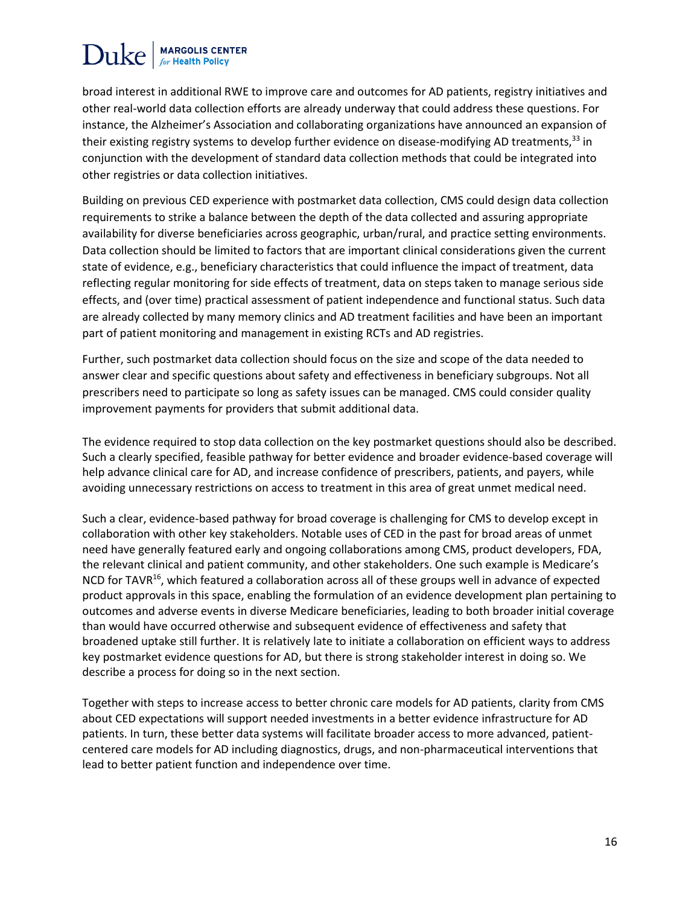broad interest in additional RWE to improve care and outcomes for AD patients, registry initiatives and other real-world data collection efforts are already underway that could address these questions. For instance, the Alzheimer's Association and collaborating organizations have announced an expansion of their existing registry systems to develop further evidence on disease-modifying AD treatments,[33] in conjunction with the development of standard data collection methods that could be integrated into other registries or data collection initiatives.

Building on previous CED experience with postmarket data collection, CMS could design data collection requirements to strike a balance between the depth of the data collected and assuring appropriate availability for diverse beneficiaries across geographic, urban/rural, and practice setting environments. Data collection should be limited to factors that are important clinical considerations given the current state of evidence, e.g., beneficiary characteristics that could influence the impact of treatment, data reflecting regular monitoring for side effects of treatment, data on steps taken to manage serious side effects, and (over time) practical assessment of patient independence and functional status. Such data are already collected by many memory clinics and AD treatment facilities and have been an important part of patient monitoring and management in existing RCTs and AD registries.

Further, such postmarket data collection should focus on the size and scope of the data needed to answer clear and specific questions about safety and effectiveness in beneficiary subgroups. Not all prescribers need to participate so long as safety issues can be managed. CMS could consider quality improvement payments for providers that submit additional data.

The evidence required to stop data collection on the key postmarket questions should also be described. Such a clearly specified, feasible pathway for better evidence and broader evidence-based coverage will help advance clinical care for AD, and increase confidence of prescribers, patients, and payers, while avoiding unnecessary restrictions on access to treatment in this area of great unmet medical need.

Such a clear, evidence-based pathway for broad coverage is challenging for CMS to develop except in collaboration with other key stakeholders. Notable uses of CED in the past for broad areas of unmet need have generally featured early and ongoing collaborations among CMS, product developers, FDA, the relevant clinical and patient community, and other stakeholders. One such example is Medicare's NCD for TAVR[16], which featured a collaboration across all of these groups well in advance of expected product approvals in this space, enabling the formulation of an evidence development plan pertaining to outcomes and adverse events in diverse Medicare beneficiaries, leading to both broader initial coverage than would have occurred otherwise and subsequent evidence of effectiveness and safety that broadened uptake still further. It is relatively late to initiate a collaboration on efficient ways to address key postmarket evidence questions for AD, but there is strong stakeholder interest in doing so. We describe a process for doing so in the next section.

Together with steps to increase access to better chronic care models for AD patients, clarity from CMS about CED expectations will support needed investments in a better evidence infrastructure for AD patients. In turn, these better data systems will facilitate broader access to more advanced, patient-centered care models for AD including diagnostics, drugs, and non-pharmaceutical interventions that lead to better patient function and independence over time.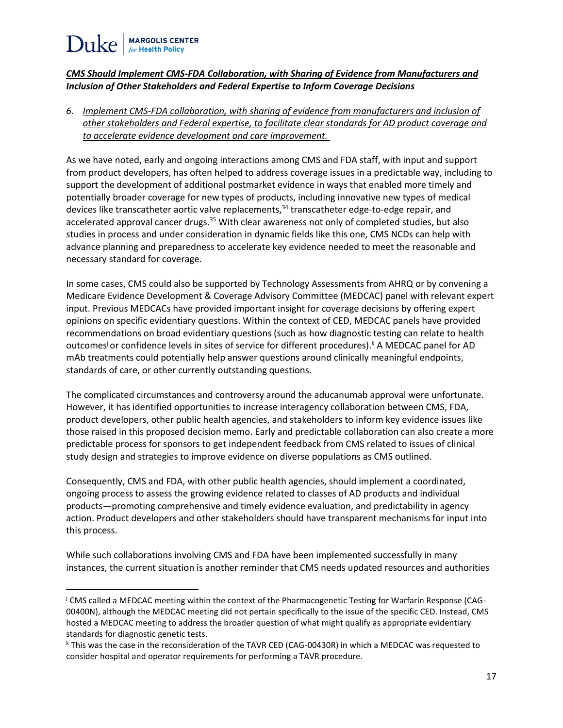***CMS Should Implement CMS-FDA Collaboration, with Sharing of Evidence from Manufacturers and Inclusion of Other Stakeholders and Federal Expertise to Inform Coverage Decisions***

6. *Implement CMS-FDA collaboration, with sharing of evidence from manufacturers and inclusion of other stakeholders and Federal expertise, to facilitate clear standards for AD product coverage and to accelerate evidence development and care improvement.*

As we have noted, early and ongoing interactions among CMS and FDA staff, with input and support from product developers, has often helped to address coverage issues in a predictable way, including to support the development of additional postmarket evidence in ways that enabled more timely and potentially broader coverage for new types of products, including innovative new types of medical devices like transcatheter aortic valve replacements,[34] transcatheter edge-to-edge repair, and accelerated approval cancer drugs.[35] With clear awareness not only of completed studies, but also studies in process and under consideration in dynamic fields like this one, CMS NCDs can help with advance planning and preparedness to accelerate key evidence needed to meet the reasonable and necessary standard for coverage.

In some cases, CMS could also be supported by Technology Assessments from AHRQ or by convening a Medicare Evidence Development & Coverage Advisory Committee (MEDCAC) panel with relevant expert input. Previous MEDCACs have provided important insight for coverage decisions by offering expert opinions on specific evidentiary questions. Within the context of CED, MEDCAC panels have provided recommendations on broad evidentiary questions (such as how diagnostic testing can relate to health outcomes[j] or confidence levels in sites of service for different procedures).[k] A MEDCAC panel for AD mAb treatments could potentially help answer questions around clinically meaningful endpoints, standards of care, or other currently outstanding questions.

The complicated circumstances and controversy around the aducanumab approval were unfortunate. However, it has identified opportunities to increase interagency collaboration between CMS, FDA, product developers, other public health agencies, and stakeholders to inform key evidence issues like those raised in this proposed decision memo. Early and predictable collaboration can also create a more predictable process for sponsors to get independent feedback from CMS related to issues of clinical study design and strategies to improve evidence on diverse populations as CMS outlined.

Consequently, CMS and FDA, with other public health agencies, should implement a coordinated, ongoing process to assess the growing evidence related to classes of AD products and individual products—promoting comprehensive and timely evidence evaluation, and predictability in agency action. Product developers and other stakeholders should have transparent mechanisms for input into this process.

While such collaborations involving CMS and FDA have been implemented successfully in many instances, the current situation is another reminder that CMS needs updated resources and authorities

---

[j] CMS called a MEDCAC meeting within the context of the Pharmacogenetic Testing for Warfarin Response (CAG-00400N), although the MEDCAC meeting did not pertain specifically to the issue of the specific CED. Instead, CMS hosted a MEDCAC meeting to address the broader question of what might qualify as appropriate evidentiary standards for diagnostic genetic tests.

[k] This was the case in the reconsideration of the TAVR CED (CAG-00430R) in which a MEDCAC was requested to consider hospital and operator requirements for performing a TAVR procedure.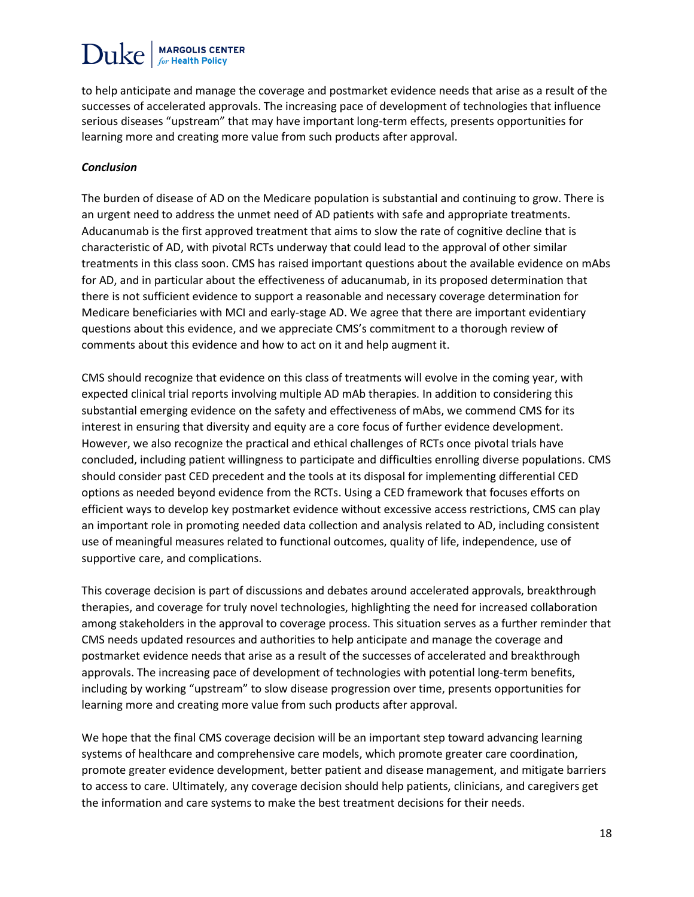to help anticipate and manage the coverage and postmarket evidence needs that arise as a result of the successes of accelerated approvals. The increasing pace of development of technologies that influence serious diseases "upstream" that may have important long-term effects, presents opportunities for learning more and creating more value from such products after approval.

***Conclusion***

The burden of disease of AD on the Medicare population is substantial and continuing to grow. There is an urgent need to address the unmet need of AD patients with safe and appropriate treatments. Aducanumab is the first approved treatment that aims to slow the rate of cognitive decline that is characteristic of AD, with pivotal RCTs underway that could lead to the approval of other similar treatments in this class soon. CMS has raised important questions about the available evidence on mAbs for AD, and in particular about the effectiveness of aducanumab, in its proposed determination that there is not sufficient evidence to support a reasonable and necessary coverage determination for Medicare beneficiaries with MCI and early-stage AD. We agree that there are important evidentiary questions about this evidence, and we appreciate CMS's commitment to a thorough review of comments about this evidence and how to act on it and help augment it.

CMS should recognize that evidence on this class of treatments will evolve in the coming year, with expected clinical trial reports involving multiple AD mAb therapies. In addition to considering this substantial emerging evidence on the safety and effectiveness of mAbs, we commend CMS for its interest in ensuring that diversity and equity are a core focus of further evidence development. However, we also recognize the practical and ethical challenges of RCTs once pivotal trials have concluded, including patient willingness to participate and difficulties enrolling diverse populations. CMS should consider past CED precedent and the tools at its disposal for implementing differential CED options as needed beyond evidence from the RCTs. Using a CED framework that focuses efforts on efficient ways to develop key postmarket evidence without excessive access restrictions, CMS can play an important role in promoting needed data collection and analysis related to AD, including consistent use of meaningful measures related to functional outcomes, quality of life, independence, use of supportive care, and complications.

This coverage decision is part of discussions and debates around accelerated approvals, breakthrough therapies, and coverage for truly novel technologies, highlighting the need for increased collaboration among stakeholders in the approval to coverage process. This situation serves as a further reminder that CMS needs updated resources and authorities to help anticipate and manage the coverage and postmarket evidence needs that arise as a result of the successes of accelerated and breakthrough approvals. The increasing pace of development of technologies with potential long-term benefits, including by working "upstream" to slow disease progression over time, presents opportunities for learning more and creating more value from such products after approval.

We hope that the final CMS coverage decision will be an important step toward advancing learning systems of healthcare and comprehensive care models, which promote greater care coordination, promote greater evidence development, better patient and disease management, and mitigate barriers to access to care. Ultimately, any coverage decision should help patients, clinicians, and caregivers get the information and care systems to make the best treatment decisions for their needs.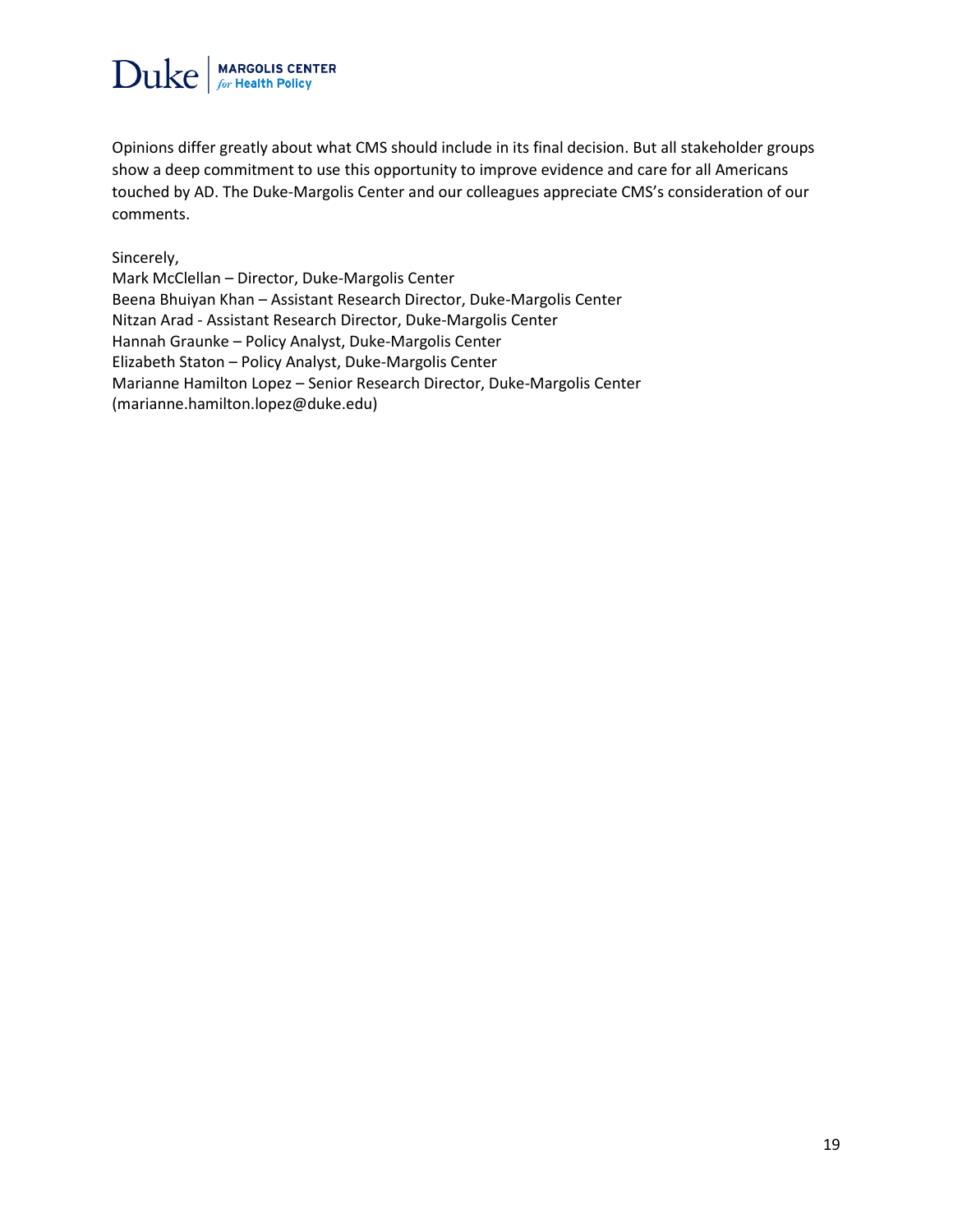Opinions differ greatly about what CMS should include in its final decision. But all stakeholder groups show a deep commitment to use this opportunity to improve evidence and care for all Americans touched by AD. The Duke-Margolis Center and our colleagues appreciate CMS's consideration of our comments.

Sincerely,
Mark McClellan – Director, Duke-Margolis Center
Beena Bhuiyan Khan – Assistant Research Director, Duke-Margolis Center
Nitzan Arad - Assistant Research Director, Duke-Margolis Center
Hannah Graunke – Policy Analyst, Duke-Margolis Center
Elizabeth Staton – Policy Analyst, Duke-Margolis Center
Marianne Hamilton Lopez – Senior Research Director, Duke-Margolis Center
(marianne.hamilton.lopez@duke.edu)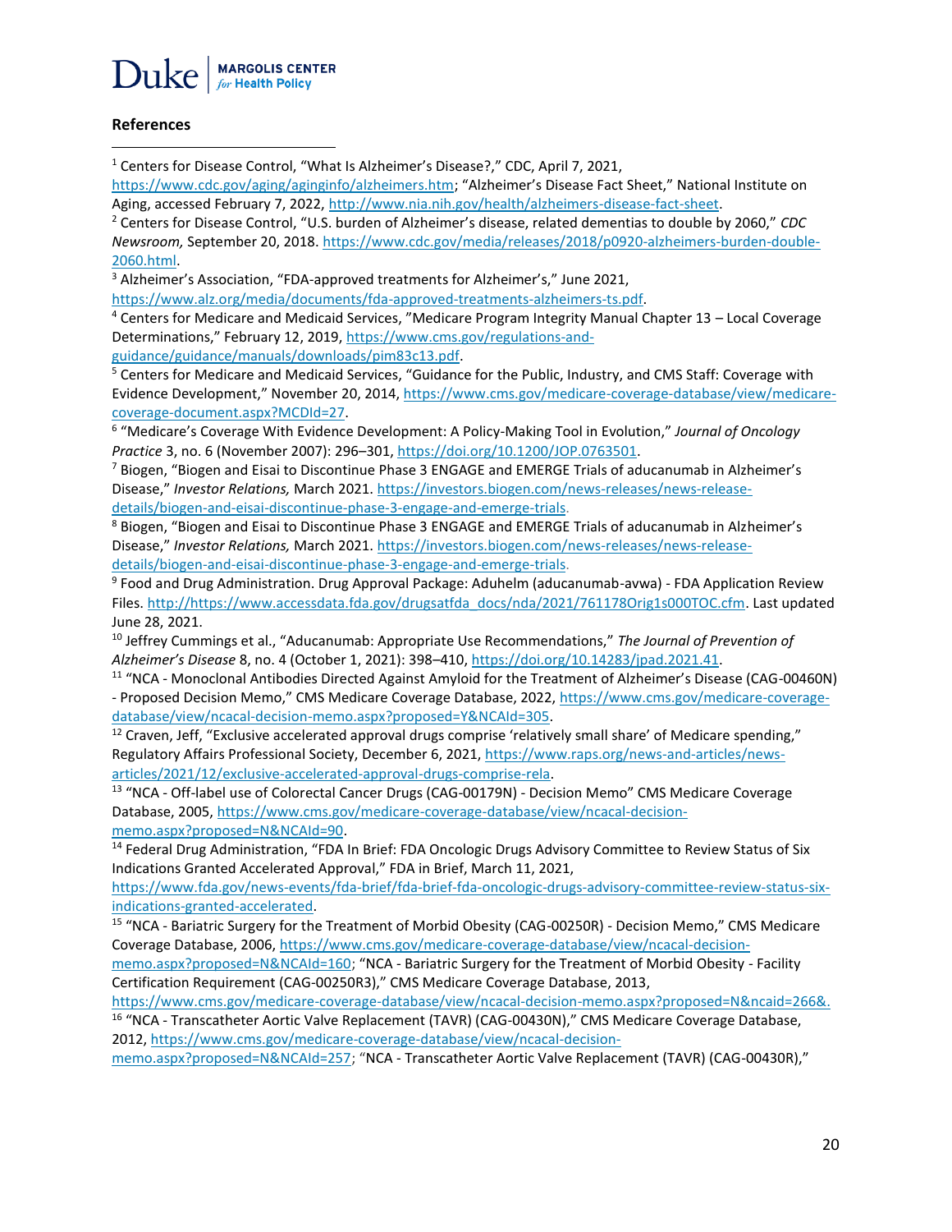## References

[1] Centers for Disease Control, "What Is Alzheimer's Disease?," CDC, April 7, 2021, https://www.cdc.gov/aging/aginginfo/alzheimers.htm; "Alzheimer's Disease Fact Sheet," National Institute on Aging, accessed February 7, 2022, http://www.nia.nih.gov/health/alzheimers-disease-fact-sheet.

[2] Centers for Disease Control, "U.S. burden of Alzheimer's disease, related dementias to double by 2060," *CDC Newsroom,* September 20, 2018. https://www.cdc.gov/media/releases/2018/p0920-alzheimers-burden-double-2060.html.

[3] Alzheimer's Association, "FDA-approved treatments for Alzheimer's," June 2021, https://www.alz.org/media/documents/fda-approved-treatments-alzheimers-ts.pdf.

[4] Centers for Medicare and Medicaid Services, "Medicare Program Integrity Manual Chapter 13 – Local Coverage Determinations," February 12, 2019, https://www.cms.gov/regulations-and-guidance/guidance/manuals/downloads/pim83c13.pdf.

[5] Centers for Medicare and Medicaid Services, "Guidance for the Public, Industry, and CMS Staff: Coverage with Evidence Development," November 20, 2014, https://www.cms.gov/medicare-coverage-database/view/medicare-coverage-document.aspx?MCDId=27.

[6] "Medicare's Coverage With Evidence Development: A Policy-Making Tool in Evolution," *Journal of Oncology Practice* 3, no. 6 (November 2007): 296–301, https://doi.org/10.1200/JOP.0763501.

[7] Biogen, "Biogen and Eisai to Discontinue Phase 3 ENGAGE and EMERGE Trials of aducanumab in Alzheimer's Disease," *Investor Relations,* March 2021. https://investors.biogen.com/news-releases/news-release-details/biogen-and-eisai-discontinue-phase-3-engage-and-emerge-trials.

[8] Biogen, "Biogen and Eisai to Discontinue Phase 3 ENGAGE and EMERGE Trials of aducanumab in Alzheimer's Disease," *Investor Relations,* March 2021. https://investors.biogen.com/news-releases/news-release-details/biogen-and-eisai-discontinue-phase-3-engage-and-emerge-trials.

[9] Food and Drug Administration. Drug Approval Package: Aduhelm (aducanumab-avwa) - FDA Application Review Files. http://https://www.accessdata.fda.gov/drugsatfda_docs/nda/2021/761178Orig1s000TOC.cfm. Last updated June 28, 2021.

[10] Jeffrey Cummings et al., "Aducanumab: Appropriate Use Recommendations," *The Journal of Prevention of Alzheimer's Disease* 8, no. 4 (October 1, 2021): 398–410, https://doi.org/10.14283/jpad.2021.41.

[11] "NCA - Monoclonal Antibodies Directed Against Amyloid for the Treatment of Alzheimer's Disease (CAG-00460N) - Proposed Decision Memo," CMS Medicare Coverage Database, 2022, https://www.cms.gov/medicare-coverage-database/view/ncacal-decision-memo.aspx?proposed=Y&NCAId=305.

[12] Craven, Jeff, "Exclusive accelerated approval drugs comprise 'relatively small share' of Medicare spending," Regulatory Affairs Professional Society, December 6, 2021, https://www.raps.org/news-and-articles/news-articles/2021/12/exclusive-accelerated-approval-drugs-comprise-rela.

[13] "NCA - Off-label use of Colorectal Cancer Drugs (CAG-00179N) - Decision Memo" CMS Medicare Coverage Database, 2005, https://www.cms.gov/medicare-coverage-database/view/ncacal-decision-memo.aspx?proposed=N&NCAId=90.

[14] Federal Drug Administration, "FDA In Brief: FDA Oncologic Drugs Advisory Committee to Review Status of Six Indications Granted Accelerated Approval," FDA in Brief, March 11, 2021, https://www.fda.gov/news-events/fda-brief/fda-brief-fda-oncologic-drugs-advisory-committee-review-status-six-indications-granted-accelerated.

[15] "NCA - Bariatric Surgery for the Treatment of Morbid Obesity (CAG-00250R) - Decision Memo," CMS Medicare Coverage Database, 2006, https://www.cms.gov/medicare-coverage-database/view/ncacal-decision-memo.aspx?proposed=N&NCAId=160; "NCA - Bariatric Surgery for the Treatment of Morbid Obesity - Facility Certification Requirement (CAG-00250R3)," CMS Medicare Coverage Database, 2013, https://www.cms.gov/medicare-coverage-database/view/ncacal-decision-memo.aspx?proposed=N&ncaid=266&.

[16] "NCA - Transcatheter Aortic Valve Replacement (TAVR) (CAG-00430N)," CMS Medicare Coverage Database, 2012, https://www.cms.gov/medicare-coverage-database/view/ncacal-decision-memo.aspx?proposed=N&NCAId=257; "NCA - Transcatheter Aortic Valve Replacement (TAVR) (CAG-00430R),"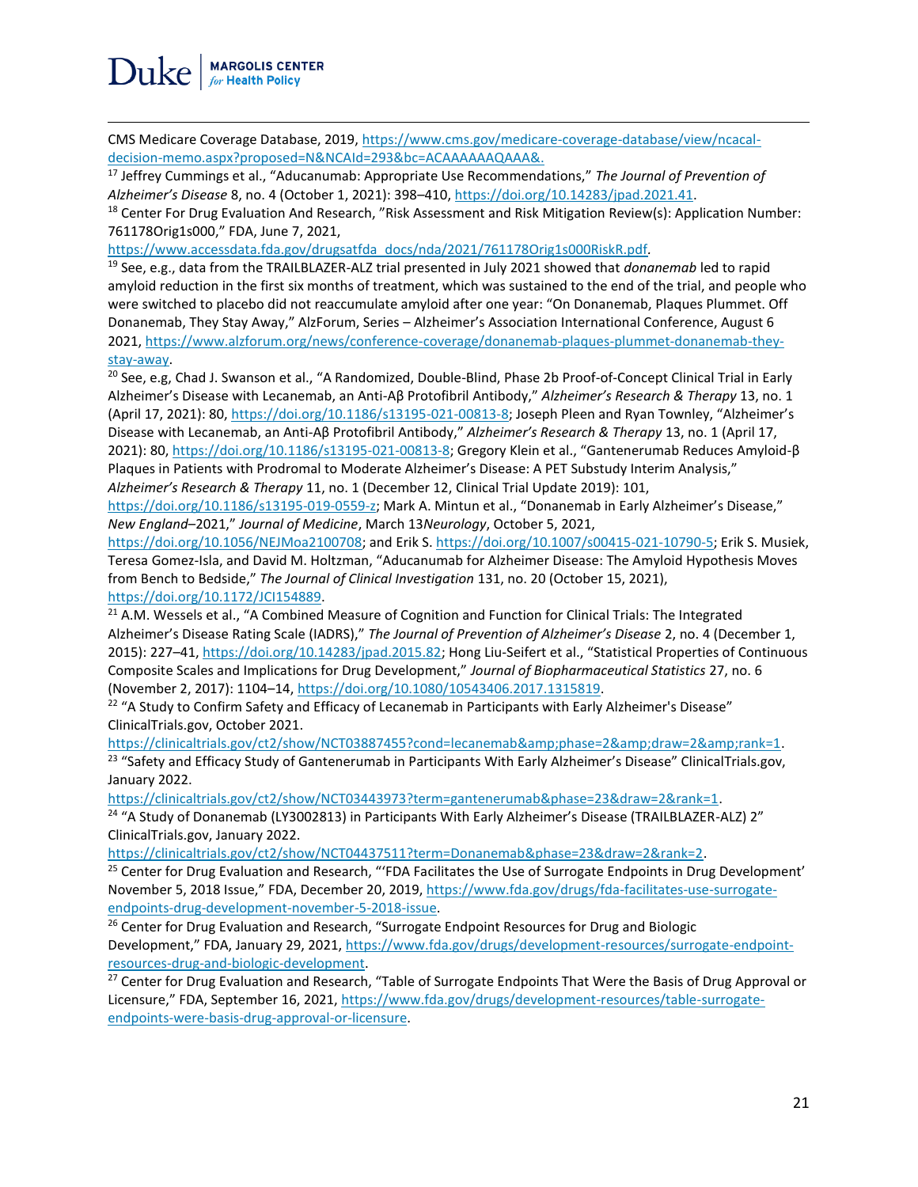CMS Medicare Coverage Database, 2019, https://www.cms.gov/medicare-coverage-database/view/ncacal-decision-memo.aspx?proposed=N&NCAId=293&bc=ACAAAAAAQAAA&.

[17] Jeffrey Cummings et al., "Aducanumab: Appropriate Use Recommendations," *The Journal of Prevention of Alzheimer's Disease* 8, no. 4 (October 1, 2021): 398–410, https://doi.org/10.14283/jpad.2021.41.

[18] Center For Drug Evaluation And Research, "Risk Assessment and Risk Mitigation Review(s): Application Number: 761178Orig1s000," FDA, June 7, 2021, https://www.accessdata.fda.gov/drugsatfda_docs/nda/2021/761178Orig1s000RiskR.pdf.

[19] See, e.g., data from the TRAILBLAZER-ALZ trial presented in July 2021 showed that *donanemab* led to rapid amyloid reduction in the first six months of treatment, which was sustained to the end of the trial, and people who were switched to placebo did not reaccumulate amyloid after one year: "On Donanemab, Plaques Plummet. Off Donanemab, They Stay Away," AlzForum, Series – Alzheimer's Association International Conference, August 6 2021, https://www.alzforum.org/news/conference-coverage/donanemab-plaques-plummet-donanemab-they-stay-away.

[20] See, e.g, Chad J. Swanson et al., "A Randomized, Double-Blind, Phase 2b Proof-of-Concept Clinical Trial in Early Alzheimer's Disease with Lecanemab, an Anti-Aβ Protofibril Antibody," *Alzheimer's Research & Therapy* 13, no. 1 (April 17, 2021): 80, https://doi.org/10.1186/s13195-021-00813-8; Joseph Pleen and Ryan Townley, "Alzheimer's Disease with Lecanemab, an Anti-Aβ Protofibril Antibody," *Alzheimer's Research & Therapy* 13, no. 1 (April 17, 2021): 80, https://doi.org/10.1186/s13195-021-00813-8; Gregory Klein et al., "Gantenerumab Reduces Amyloid-β Plaques in Patients with Prodromal to Moderate Alzheimer's Disease: A PET Substudy Interim Analysis," *Alzheimer's Research & Therapy* 11, no. 1 (December 12, Clinical Trial Update 2019): 101, https://doi.org/10.1186/s13195-019-0559-z; Mark A. Mintun et al., "Donanemab in Early Alzheimer's Disease," *New England*–2021," *Journal of Medicine*, March 13*Neurology*, October 5, 2021, https://doi.org/10.1056/NEJMoa2100708; and Erik S. https://doi.org/10.1007/s00415-021-10790-5; Erik S. Musiek, Teresa Gomez-Isla, and David M. Holtzman, "Aducanumab for Alzheimer Disease: The Amyloid Hypothesis Moves from Bench to Bedside," *The Journal of Clinical Investigation* 131, no. 20 (October 15, 2021), https://doi.org/10.1172/JCI154889.

[21] A.M. Wessels et al., "A Combined Measure of Cognition and Function for Clinical Trials: The Integrated Alzheimer's Disease Rating Scale (IADRS)," *The Journal of Prevention of Alzheimer's Disease* 2, no. 4 (December 1, 2015): 227–41, https://doi.org/10.14283/jpad.2015.82; Hong Liu-Seifert et al., "Statistical Properties of Continuous Composite Scales and Implications for Drug Development," *Journal of Biopharmaceutical Statistics* 27, no. 6 (November 2, 2017): 1104–14, https://doi.org/10.1080/10543406.2017.1315819.

[22] "A Study to Confirm Safety and Efficacy of Lecanemab in Participants with Early Alzheimer's Disease" ClinicalTrials.gov, October 2021. https://clinicaltrials.gov/ct2/show/NCT03887455?cond=lecanemab&amp;phase=2&amp;draw=2&amp;rank=1.

[23] "Safety and Efficacy Study of Gantenerumab in Participants With Early Alzheimer's Disease" ClinicalTrials.gov, January 2022. https://clinicaltrials.gov/ct2/show/NCT03443973?term=gantenerumab&phase=23&draw=2&rank=1.

[24] "A Study of Donanemab (LY3002813) in Participants With Early Alzheimer's Disease (TRAILBLAZER-ALZ) 2" ClinicalTrials.gov, January 2022. https://clinicaltrials.gov/ct2/show/NCT04437511?term=Donanemab&phase=23&draw=2&rank=2.

[25] Center for Drug Evaluation and Research, "'FDA Facilitates the Use of Surrogate Endpoints in Drug Development' November 5, 2018 Issue," FDA, December 20, 2019, https://www.fda.gov/drugs/fda-facilitates-use-surrogate-endpoints-drug-development-november-5-2018-issue.

[26] Center for Drug Evaluation and Research, "Surrogate Endpoint Resources for Drug and Biologic Development," FDA, January 29, 2021, https://www.fda.gov/drugs/development-resources/surrogate-endpoint-resources-drug-and-biologic-development.

[27] Center for Drug Evaluation and Research, "Table of Surrogate Endpoints That Were the Basis of Drug Approval or Licensure," FDA, September 16, 2021, https://www.fda.gov/drugs/development-resources/table-surrogate-endpoints-were-basis-drug-approval-or-licensure.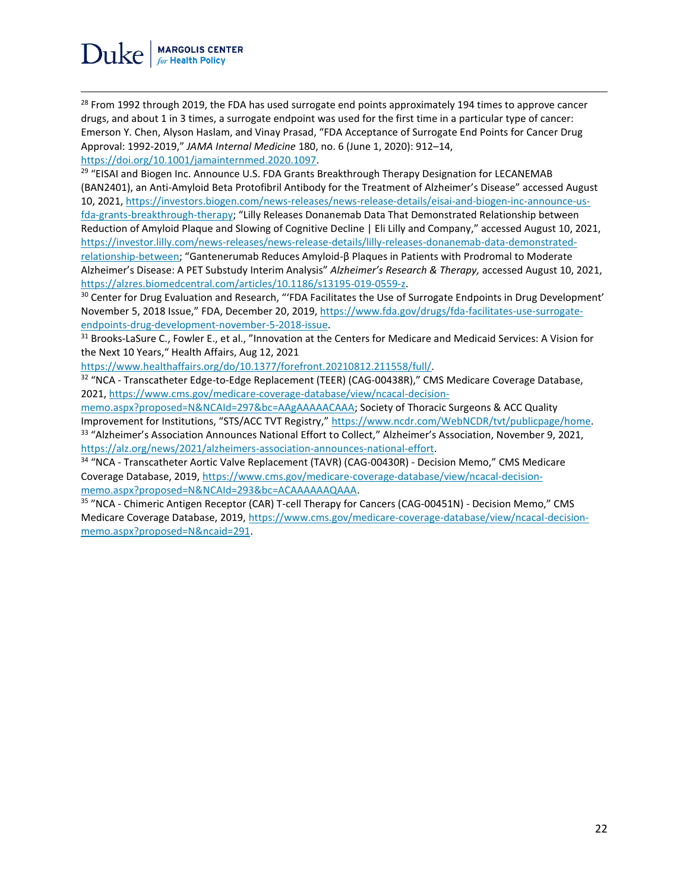[28] From 1992 through 2019, the FDA has used surrogate end points approximately 194 times to approve cancer drugs, and about 1 in 3 times, a surrogate endpoint was used for the first time in a particular type of cancer: Emerson Y. Chen, Alyson Haslam, and Vinay Prasad, "FDA Acceptance of Surrogate End Points for Cancer Drug Approval: 1992-2019," *JAMA Internal Medicine* 180, no. 6 (June 1, 2020): 912–14, https://doi.org/10.1001/jamainternmed.2020.1097.

[29] "EISAI and Biogen Inc. Announce U.S. FDA Grants Breakthrough Therapy Designation for LECANEMAB (BAN2401), an Anti-Amyloid Beta Protofibril Antibody for the Treatment of Alzheimer's Disease" accessed August 10, 2021, https://investors.biogen.com/news-releases/news-release-details/eisai-and-biogen-inc-announce-us-fda-grants-breakthrough-therapy; "Lilly Releases Donanemab Data That Demonstrated Relationship between Reduction of Amyloid Plaque and Slowing of Cognitive Decline | Eli Lilly and Company," accessed August 10, 2021, https://investor.lilly.com/news-releases/news-release-details/lilly-releases-donanemab-data-demonstrated-relationship-between; "Gantenerumab Reduces Amyloid-β Plaques in Patients with Prodromal to Moderate Alzheimer's Disease: A PET Substudy Interim Analysis" *Alzheimer's Research & Therapy,* accessed August 10, 2021, https://alzres.biomedcentral.com/articles/10.1186/s13195-019-0559-z.

[30] Center for Drug Evaluation and Research, "'FDA Facilitates the Use of Surrogate Endpoints in Drug Development' November 5, 2018 Issue," FDA, December 20, 2019, https://www.fda.gov/drugs/fda-facilitates-use-surrogate-endpoints-drug-development-november-5-2018-issue.

[31] Brooks-LaSure C., Fowler E., et al., "Innovation at the Centers for Medicare and Medicaid Services: A Vision for the Next 10 Years," Health Affairs, Aug 12, 2021 https://www.healthaffairs.org/do/10.1377/forefront.20210812.211558/full/.

[32] "NCA - Transcatheter Edge-to-Edge Replacement (TEER) (CAG-00438R)," CMS Medicare Coverage Database, 2021, https://www.cms.gov/medicare-coverage-database/view/ncacal-decision-memo.aspx?proposed=N&NCAId=297&bc=AAgAAAAACAAA; Society of Thoracic Surgeons & ACC Quality Improvement for Institutions, "STS/ACC TVT Registry," https://www.ncdr.com/WebNCDR/tvt/publicpage/home.

[33] "Alzheimer's Association Announces National Effort to Collect," Alzheimer's Association, November 9, 2021, https://alz.org/news/2021/alzheimers-association-announces-national-effort.

[34] "NCA - Transcatheter Aortic Valve Replacement (TAVR) (CAG-00430R) - Decision Memo," CMS Medicare Coverage Database, 2019, https://www.cms.gov/medicare-coverage-database/view/ncacal-decision-memo.aspx?proposed=N&NCAId=293&bc=ACAAAAAAQAAA.

[35] "NCA - Chimeric Antigen Receptor (CAR) T-cell Therapy for Cancers (CAG-00451N) - Decision Memo," CMS Medicare Coverage Database, 2019, https://www.cms.gov/medicare-coverage-database/view/ncacal-decision-memo.aspx?proposed=N&ncaid=291.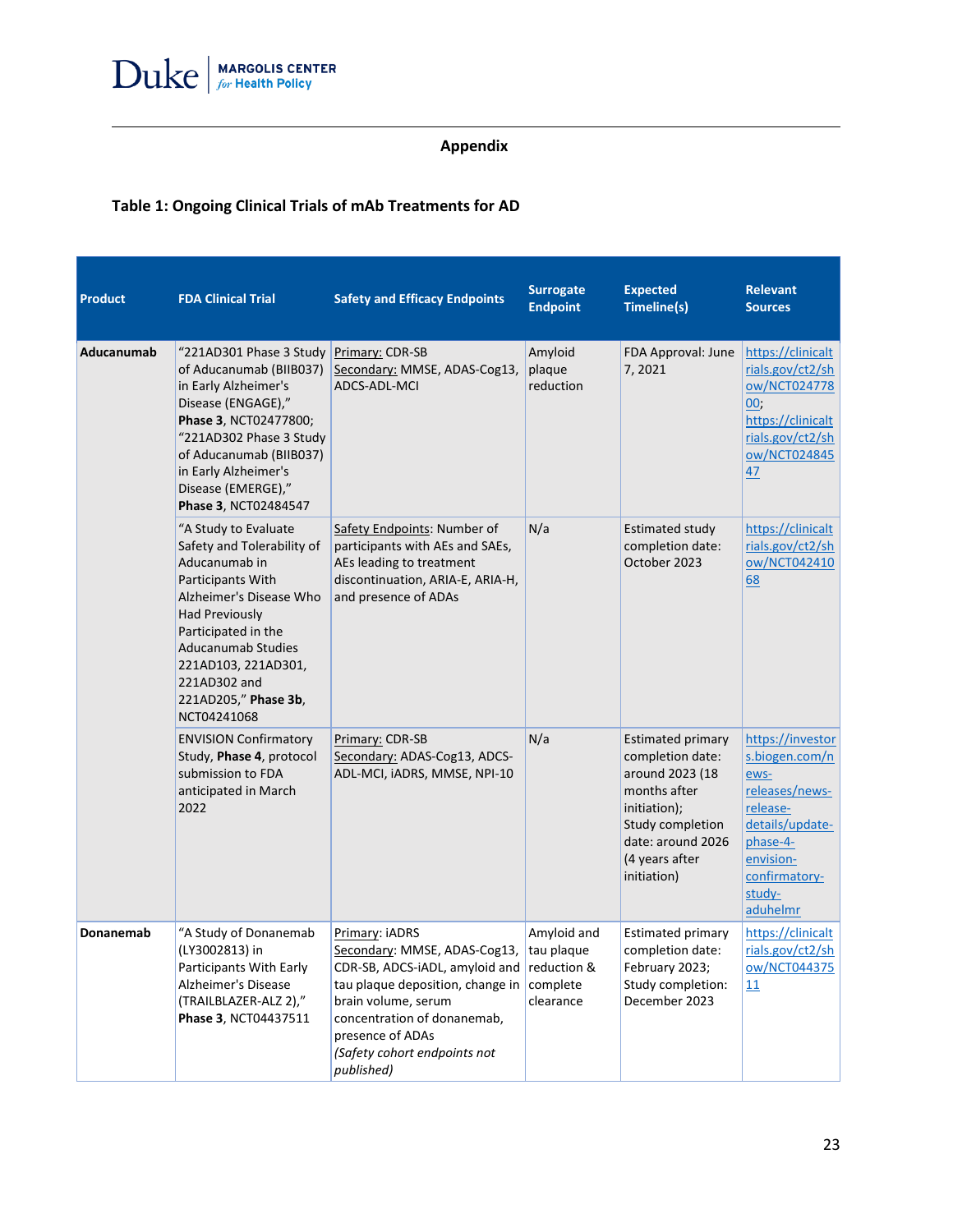## Appendix

### Table 1: Ongoing Clinical Trials of mAb Treatments for AD

| Product | FDA Clinical Trial | Safety and Efficacy Endpoints | Surrogate Endpoint | Expected Timeline(s) | Relevant Sources |
|---|---|---|---|---|---|
| **Aducanumab** | "221AD301 Phase 3 Study of Aducanumab (BIIB037) in Early Alzheimer's Disease (ENGAGE)," **Phase 3**, NCT02477800; "221AD302 Phase 3 Study of Aducanumab (BIIB037) in Early Alzheimer's Disease (EMERGE)," **Phase 3**, NCT02484547 | Primary: CDR-SB<br>Secondary: MMSE, ADAS-Cog13, ADCS-ADL-MCI | Amyloid plaque reduction | FDA Approval: June 7, 2021 | https://clinicaltrials.gov/ct2/show/NCT02477800; https://clinicaltrials.gov/ct2/show/NCT02484547 |
| | "A Study to Evaluate Safety and Tolerability of Aducanumab in Participants With Alzheimer's Disease Who Had Previously Participated in the Aducanumab Studies 221AD103, 221AD301, 221AD302 and 221AD205," **Phase 3b**, NCT04241068 | Safety Endpoints: Number of participants with AEs and SAEs, AEs leading to treatment discontinuation, ARIA-E, ARIA-H, and presence of ADAs | N/a | Estimated study completion date: October 2023 | https://clinicaltrials.gov/ct2/show/NCT04241068 |
| | ENVISION Confirmatory Study, **Phase 4**, protocol submission to FDA anticipated in March 2022 | Primary: CDR-SB<br>Secondary: ADAS-Cog13, ADCS-ADL-MCI, iADRS, MMSE, NPI-10 | N/a | Estimated primary completion date: around 2023 (18 months after initiation); Study completion date: around 2026 (4 years after initiation) | https://investors.biogen.com/news-releases/news-release-details/update-phase-4-envision-confirmatory-study-aduhelm |
| **Donanemab** | "A Study of Donanemab (LY3002813) in Participants With Early Alzheimer's Disease (TRAILBLAZER-ALZ 2)," **Phase 3**, NCT04437511 | Primary: iADRS<br>Secondary: MMSE, ADAS-Cog13, CDR-SB, ADCS-iADL, amyloid and tau plaque deposition, change in brain volume, serum concentration of donanemab, presence of ADAs<br>*(Safety cohort endpoints not published)* | Amyloid and tau plaque reduction & complete clearance | Estimated primary completion date: February 2023; Study completion: December 2023 | https://clinicaltrials.gov/ct2/show/NCT04437511 |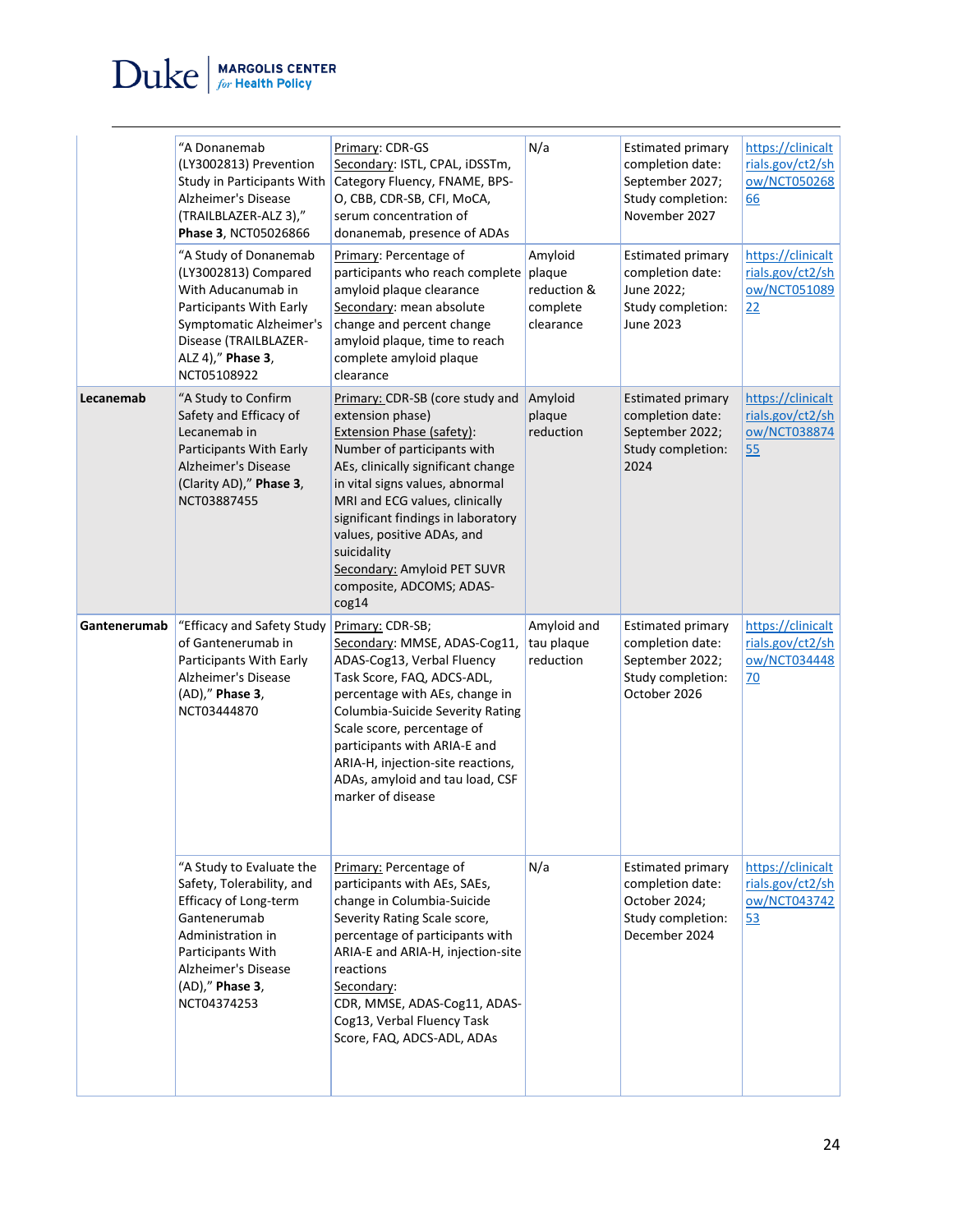| | | | | | |
|---|---|---|---|---|---|
| | "A Donanemab (LY3002813) Prevention Study in Participants With Alzheimer's Disease (TRAILBLAZER-ALZ 3)," **Phase 3**, NCT05026866 | Primary: CDR-GS<br>Secondary: ISTL, CPAL, iDSSTm, Category Fluency, FNAME, BPS-O, CBB, CDR-SB, CFI, MoCA, serum concentration of donanemab, presence of ADAs | N/a | Estimated primary completion date: September 2027; Study completion: November 2027 | https://clinicaltrials.gov/ct2/show/NCT05026866 |
| | "A Study of Donanemab (LY3002813) Compared With Aducanumab in Participants With Early Symptomatic Alzheimer's Disease (TRAILBLAZER-ALZ 4)," **Phase 3**, NCT05108922 | Primary: Percentage of participants who reach complete amyloid plaque clearance<br>Secondary: mean absolute change and percent change amyloid plaque, time to reach complete amyloid plaque clearance | Amyloid plaque reduction & complete clearance | Estimated primary completion date: June 2022; Study completion: June 2023 | https://clinicaltrials.gov/ct2/show/NCT05108922 |
| **Lecanemab** | "A Study to Confirm Safety and Efficacy of Lecanemab in Participants With Early Alzheimer's Disease (Clarity AD)," **Phase 3**, NCT03887455 | Primary: CDR-SB (core study and extension phase)<br>Extension Phase (safety): Number of participants with AEs, clinically significant change in vital signs values, abnormal MRI and ECG values, clinically significant findings in laboratory values, positive ADAs, and suicidality<br>Secondary: Amyloid PET SUVR composite, ADCOMS; ADAS-cog14 | Amyloid plaque reduction | Estimated primary completion date: September 2022; Study completion: 2024 | https://clinicaltrials.gov/ct2/show/NCT03887455 |
| **Gantenerumab** | "Efficacy and Safety Study of Gantenerumab in Participants With Early Alzheimer's Disease (AD)," **Phase 3**, NCT03444870 | Primary: CDR-SB;<br>Secondary: MMSE, ADAS-Cog11, ADAS-Cog13, Verbal Fluency Task Score, FAQ, ADCS-ADL, percentage with AEs, change in Columbia-Suicide Severity Rating Scale score, percentage of participants with ARIA-E and ARIA-H, injection-site reactions, ADAs, amyloid and tau load, CSF marker of disease | Amyloid and tau plaque reduction | Estimated primary completion date: September 2022; Study completion: October 2026 | https://clinicaltrials.gov/ct2/show/NCT03444870 |
| | "A Study to Evaluate the Safety, Tolerability, and Efficacy of Long-term Gantenerumab Administration in Participants With Alzheimer's Disease (AD)," **Phase 3**, NCT04374253 | Primary: Percentage of participants with AEs, SAEs, change in Columbia-Suicide Severity Rating Scale score, percentage of participants with ARIA-E and ARIA-H, injection-site reactions<br>Secondary: CDR, MMSE, ADAS-Cog11, ADAS-Cog13, Verbal Fluency Task Score, FAQ, ADCS-ADL, ADAs | N/a | Estimated primary completion date: October 2024; Study completion: December 2024 | https://clinicaltrials.gov/ct2/show/NCT04374253 |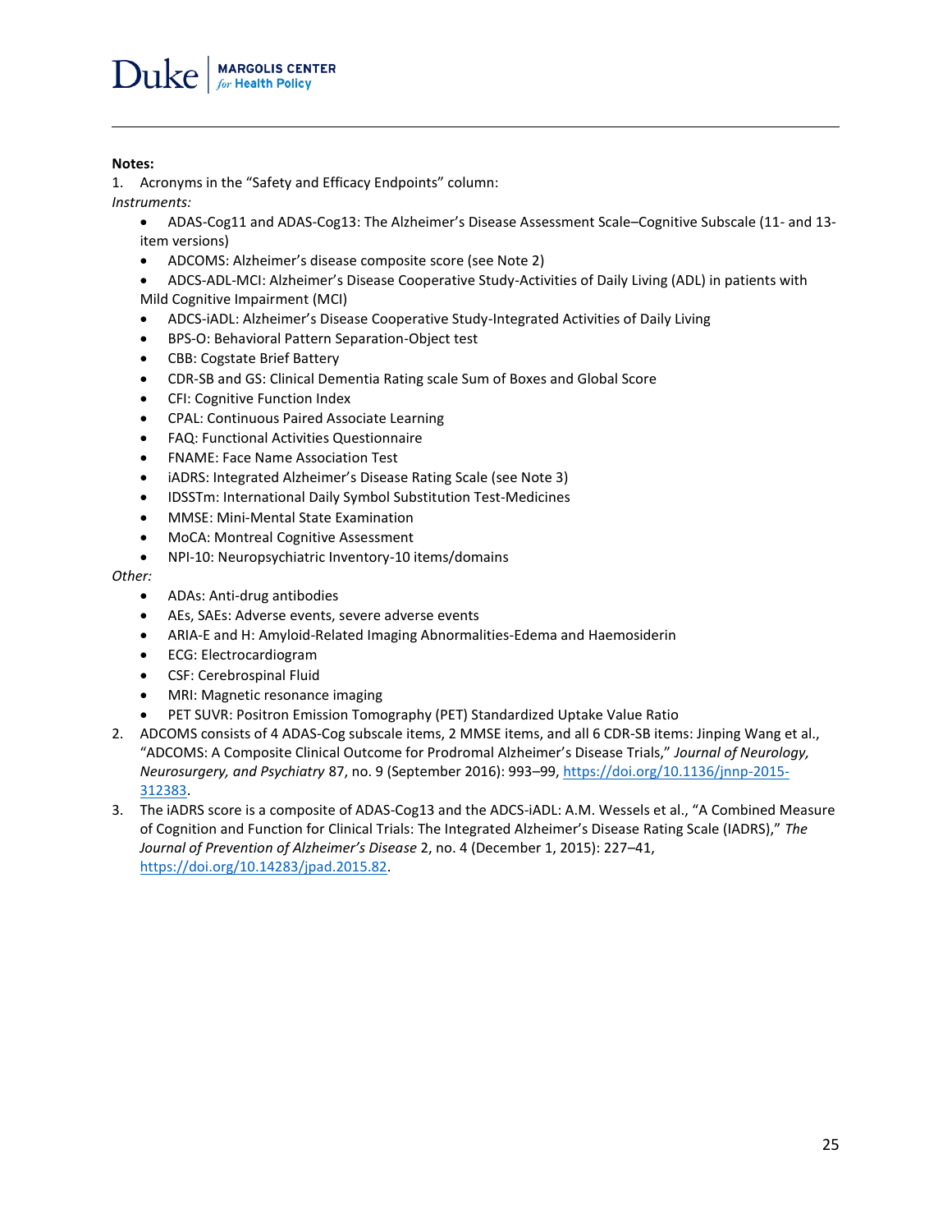**Notes:**

1. Acronyms in the "Safety and Efficacy Endpoints" column:

*Instruments:*

- ADAS-Cog11 and ADAS-Cog13: The Alzheimer's Disease Assessment Scale–Cognitive Subscale (11- and 13-item versions)
- ADCOMS: Alzheimer's disease composite score (see Note 2)
- ADCS-ADL-MCI: Alzheimer's Disease Cooperative Study-Activities of Daily Living (ADL) in patients with Mild Cognitive Impairment (MCI)
- ADCS-iADL: Alzheimer's Disease Cooperative Study-Integrated Activities of Daily Living
- BPS-O: Behavioral Pattern Separation-Object test
- CBB: Cogstate Brief Battery
- CDR-SB and GS: Clinical Dementia Rating scale Sum of Boxes and Global Score
- CFI: Cognitive Function Index
- CPAL: Continuous Paired Associate Learning
- FAQ: Functional Activities Questionnaire
- FNAME: Face Name Association Test
- iADRS: Integrated Alzheimer's Disease Rating Scale (see Note 3)
- IDSSTm: International Daily Symbol Substitution Test-Medicines
- MMSE: Mini-Mental State Examination
- MoCA: Montreal Cognitive Assessment
- NPI-10: Neuropsychiatric Inventory-10 items/domains

*Other:*

- ADAs: Anti-drug antibodies
- AEs, SAEs: Adverse events, severe adverse events
- ARIA-E and H: Amyloid-Related Imaging Abnormalities-Edema and Haemosiderin
- ECG: Electrocardiogram
- CSF: Cerebrospinal Fluid
- MRI: Magnetic resonance imaging
- PET SUVR: Positron Emission Tomography (PET) Standardized Uptake Value Ratio

2. ADCOMS consists of 4 ADAS-Cog subscale items, 2 MMSE items, and all 6 CDR-SB items: Jinping Wang et al., "ADCOMS: A Composite Clinical Outcome for Prodromal Alzheimer's Disease Trials," *Journal of Neurology, Neurosurgery, and Psychiatry* 87, no. 9 (September 2016): 993–99, https://doi.org/10.1136/jnnp-2015-312383.
3. The iADRS score is a composite of ADAS-Cog13 and the ADCS-iADL: A.M. Wessels et al., "A Combined Measure of Cognition and Function for Clinical Trials: The Integrated Alzheimer's Disease Rating Scale (IADRS)," *The Journal of Prevention of Alzheimer's Disease* 2, no. 4 (December 1, 2015): 227–41, https://doi.org/10.14283/jpad.2015.82.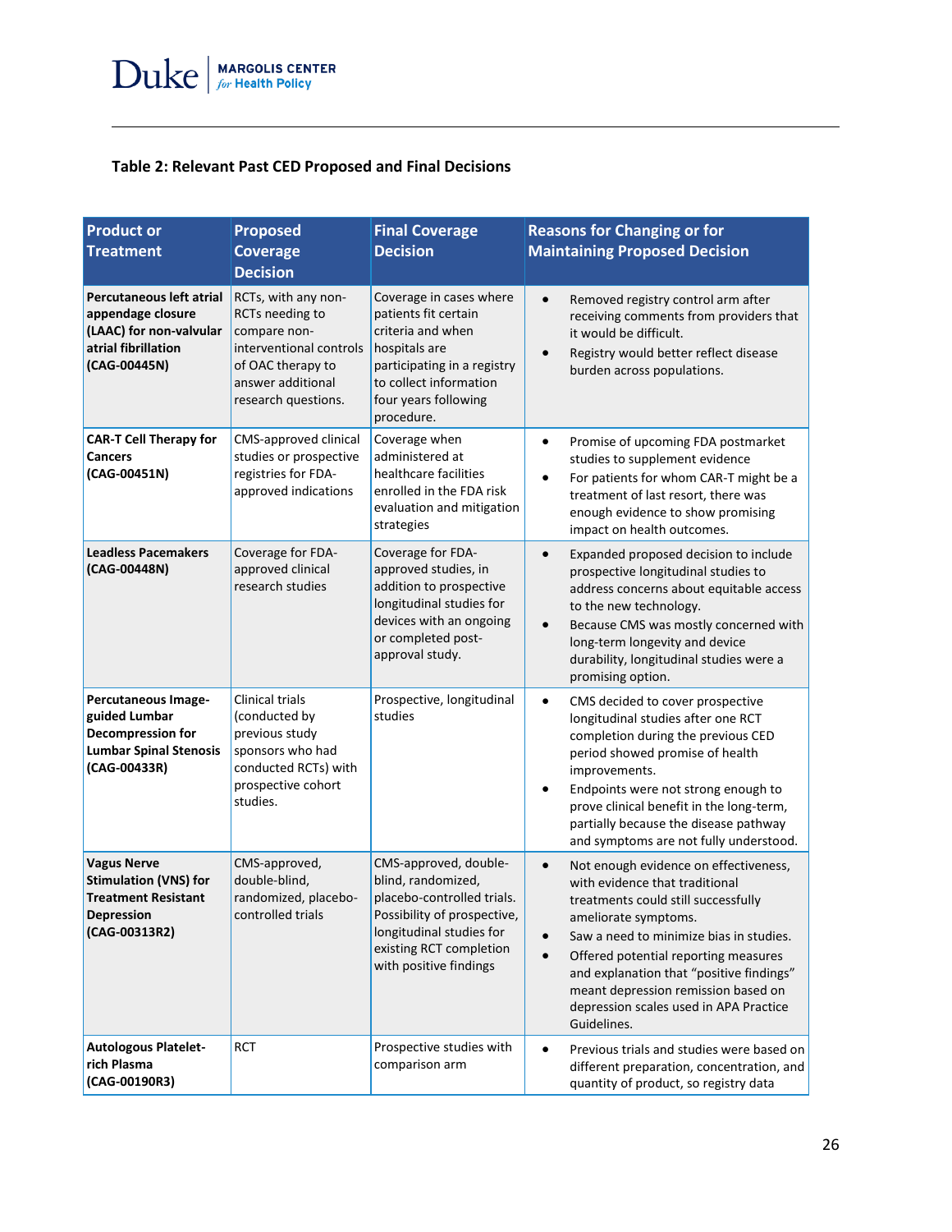### Table 2: Relevant Past CED Proposed and Final Decisions

| Product or Treatment | Proposed Coverage Decision | Final Coverage Decision | Reasons for Changing or for Maintaining Proposed Decision |
|---|---|---|---|
| **Percutaneous left atrial appendage closure (LAAC) for non-valvular atrial fibrillation (CAG-00445N)** | RCTs, with any non-RCTs needing to compare non-interventional controls of OAC therapy to answer additional research questions. | Coverage in cases where patients fit certain criteria and when hospitals are participating in a registry to collect information four years following procedure. | • Removed registry control arm after receiving comments from providers that it would be difficult.<br>• Registry would better reflect disease burden across populations. |
| **CAR-T Cell Therapy for Cancers (CAG-00451N)** | CMS-approved clinical studies or prospective registries for FDA-approved indications | Coverage when administered at healthcare facilities enrolled in the FDA risk evaluation and mitigation strategies | • Promise of upcoming FDA postmarket studies to supplement evidence<br>• For patients for whom CAR-T might be a treatment of last resort, there was enough evidence to show promising impact on health outcomes. |
| **Leadless Pacemakers (CAG-00448N)** | Coverage for FDA-approved clinical research studies | Coverage for FDA-approved studies, in addition to prospective longitudinal studies for devices with an ongoing or completed post-approval study. | • Expanded proposed decision to include prospective longitudinal studies to address concerns about equitable access to the new technology.<br>• Because CMS was mostly concerned with long-term longevity and device durability, longitudinal studies were a promising option. |
| **Percutaneous Image-guided Lumbar Decompression for Lumbar Spinal Stenosis (CAG-00433R)** | Clinical trials (conducted by previous study sponsors who had conducted RCTs) with prospective cohort studies. | Prospective, longitudinal studies | • CMS decided to cover prospective longitudinal studies after one RCT completion during the previous CED period showed promise of health improvements.<br>• Endpoints were not strong enough to prove clinical benefit in the long-term, partially because the disease pathway and symptoms are not fully understood. |
| **Vagus Nerve Stimulation (VNS) for Treatment Resistant Depression (CAG-00313R2)** | CMS-approved, double-blind, randomized, placebo-controlled trials | CMS-approved, double-blind, randomized, placebo-controlled trials. Possibility of prospective, longitudinal studies for existing RCT completion with positive findings | • Not enough evidence on effectiveness, with evidence that traditional treatments could still successfully ameliorate symptoms.<br>• Saw a need to minimize bias in studies.<br>• Offered potential reporting measures and explanation that "positive findings" meant depression remission based on depression scales used in APA Practice Guidelines. |
| **Autologous Platelet-rich Plasma (CAG-00190R3)** | RCT | Prospective studies with comparison arm | • Previous trials and studies were based on different preparation, concentration, and quantity of product, so registry data |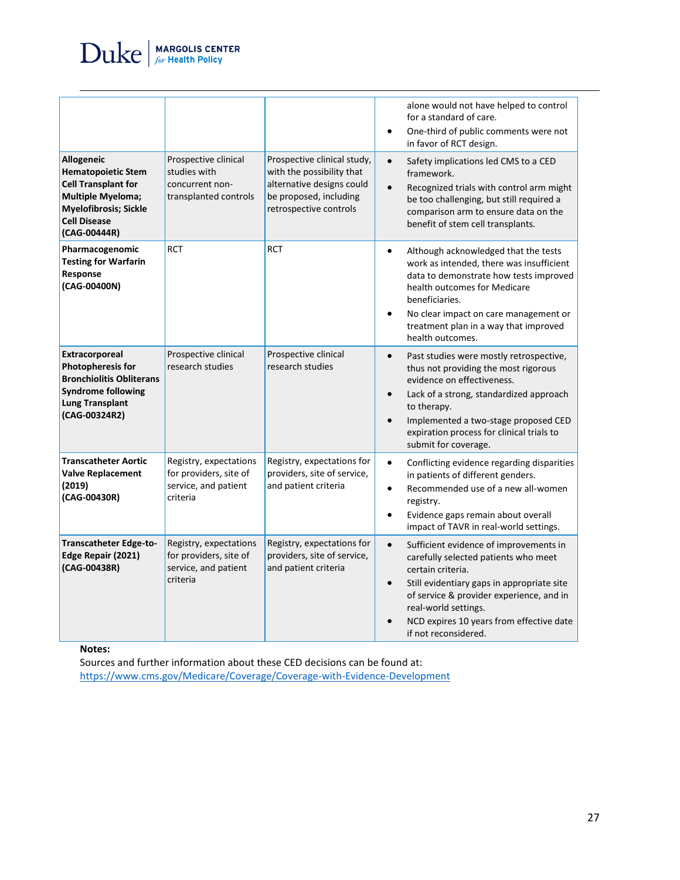| | | | |
|---|---|---|---|
| | | | alone would not have helped to control for a standard of care.<br>• One-third of public comments were not in favor of RCT design. |
| **Allogeneic Hematopoietic Stem Cell Transplant for Multiple Myeloma; Myelofibrosis; Sickle Cell Disease (CAG-00444R)** | Prospective clinical studies with concurrent non-transplanted controls | Prospective clinical study, with the possibility that alternative designs could be proposed, including retrospective controls | • Safety implications led CMS to a CED framework.<br>• Recognized trials with control arm might be too challenging, but still required a comparison arm to ensure data on the benefit of stem cell transplants. |
| **Pharmacogenomic Testing for Warfarin Response (CAG-00400N)** | RCT | RCT | • Although acknowledged that the tests work as intended, there was insufficient data to demonstrate how tests improved health outcomes for Medicare beneficiaries.<br>• No clear impact on care management or treatment plan in a way that improved health outcomes. |
| **Extracorporeal Photopheresis for Bronchiolitis Obliterans Syndrome following Lung Transplant (CAG-00324R2)** | Prospective clinical research studies | Prospective clinical research studies | • Past studies were mostly retrospective, thus not providing the most rigorous evidence on effectiveness.<br>• Lack of a strong, standardized approach to therapy.<br>• Implemented a two-stage proposed CED expiration process for clinical trials to submit for coverage. |
| **Transcatheter Aortic Valve Replacement (2019) (CAG-00430R)** | Registry, expectations for providers, site of service, and patient criteria | Registry, expectations for providers, site of service, and patient criteria | • Conflicting evidence regarding disparities in patients of different genders.<br>• Recommended use of a new all-women registry.<br>• Evidence gaps remain about overall impact of TAVR in real-world settings. |
| **Transcatheter Edge-to-Edge Repair (2021) (CAG-00438R)** | Registry, expectations for providers, site of service, and patient criteria | Registry, expectations for providers, site of service, and patient criteria | • Sufficient evidence of improvements in carefully selected patients who meet certain criteria.<br>• Still evidentiary gaps in appropriate site of service & provider experience, and in real-world settings.<br>• NCD expires 10 years from effective date if not reconsidered. |

**Notes:**
Sources and further information about these CED decisions can be found at:
https://www.cms.gov/Medicare/Coverage/Coverage-with-Evidence-Development